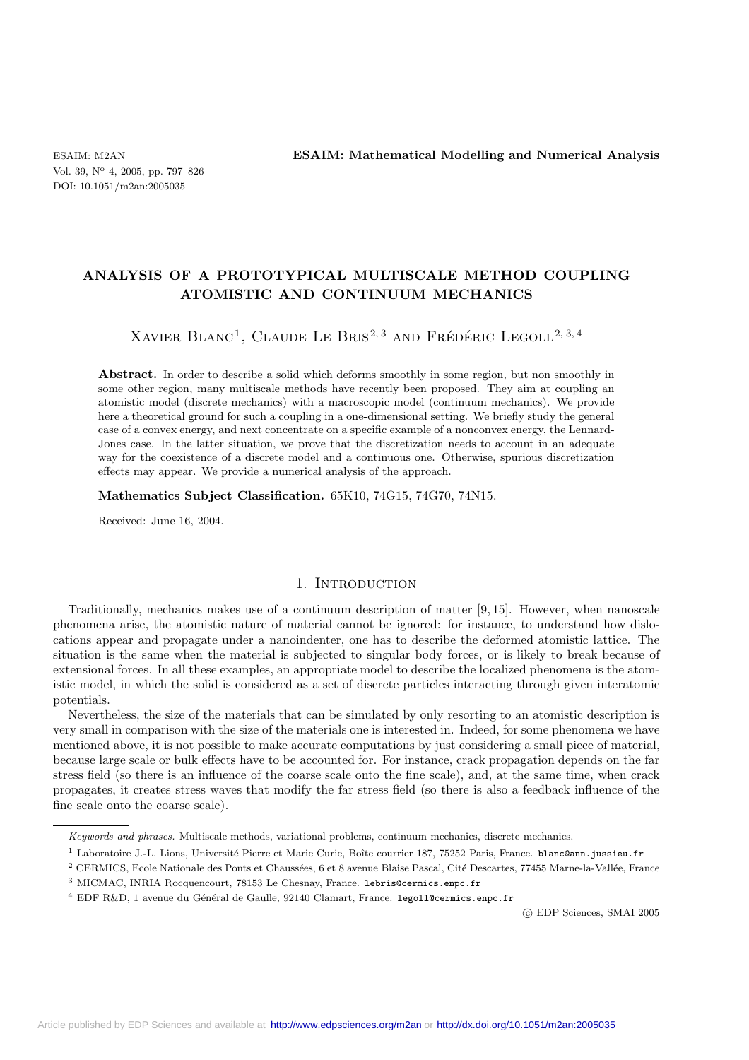# ANALYSIS OF A PROTOTYPICAL MULTISCALE METHOD COUPLING ATOMISTIC AND CONTINUUM MECHANICS

Xavier Blanc[1], Claude Le Bris[2,3] and Frédéric Legoll[2,3,4]

**Abstract.** In order to describe a solid which deforms smoothly in some region, but non smoothly in some other region, many multiscale methods have recently been proposed. They aim at coupling an atomistic model (discrete mechanics) with a macroscopic model (continuum mechanics). We provide here a theoretical ground for such a coupling in a one-dimensional setting. We briefly study the general case of a convex energy, and next concentrate on a specific example of a nonconvex energy, the Lennard-Jones case. In the latter situation, we prove that the discretization needs to account in an adequate way for the coexistence of a discrete model and a continuous one. Otherwise, spurious discretization effects may appear. We provide a numerical analysis of the approach.

**Mathematics Subject Classification.** 65K10, 74G15, 74G70, 74N15.

Received: June 16, 2004.

## 1. Introduction

Traditionally, mechanics makes use of a continuum description of matter [9, 15]. However, when nanoscale phenomena arise, the atomistic nature of material cannot be ignored: for instance, to understand how dislocations appear and propagate under a nanoindenter, one has to describe the deformed atomistic lattice. The situation is the same when the material is subjected to singular body forces, or is likely to break because of extensional forces. In all these examples, an appropriate model to describe the localized phenomena is the atomistic model, in which the solid is considered as a set of discrete particles interacting through given interatomic potentials.

Nevertheless, the size of the materials that can be simulated by only resorting to an atomistic description is very small in comparison with the size of the materials one is interested in. Indeed, for some phenomena we have mentioned above, it is not possible to make accurate computations by just considering a small piece of material, because large scale or bulk effects have to be accounted for. For instance, crack propagation depends on the far stress field (so there is an influence of the coarse scale onto the fine scale), and, at the same time, when crack propagates, it creates stress waves that modify the far stress field (so there is also a feedback influence of the fine scale onto the coarse scale).

---

*Keywords and phrases.* Multiscale methods, variational problems, continuum mechanics, discrete mechanics.

[1] Laboratoire J.-L. Lions, Université Pierre et Marie Curie, Boîte courrier 187, 75252 Paris, France. blanc@ann.jussieu.fr

[2] CERMICS, Ecole Nationale des Ponts et Chaussées, 6 et 8 avenue Blaise Pascal, Cité Descartes, 77455 Marne-la-Vallée, France

[3] MICMAC, INRIA Rocquencourt, 78153 Le Chesnay, France. lebris@cermics.enpc.fr

[4] EDF R&D, 1 avenue du Général de Gaulle, 92140 Clamart, France. legoll@cermics.enpc.fr

© EDP Sciences, SMAI 2005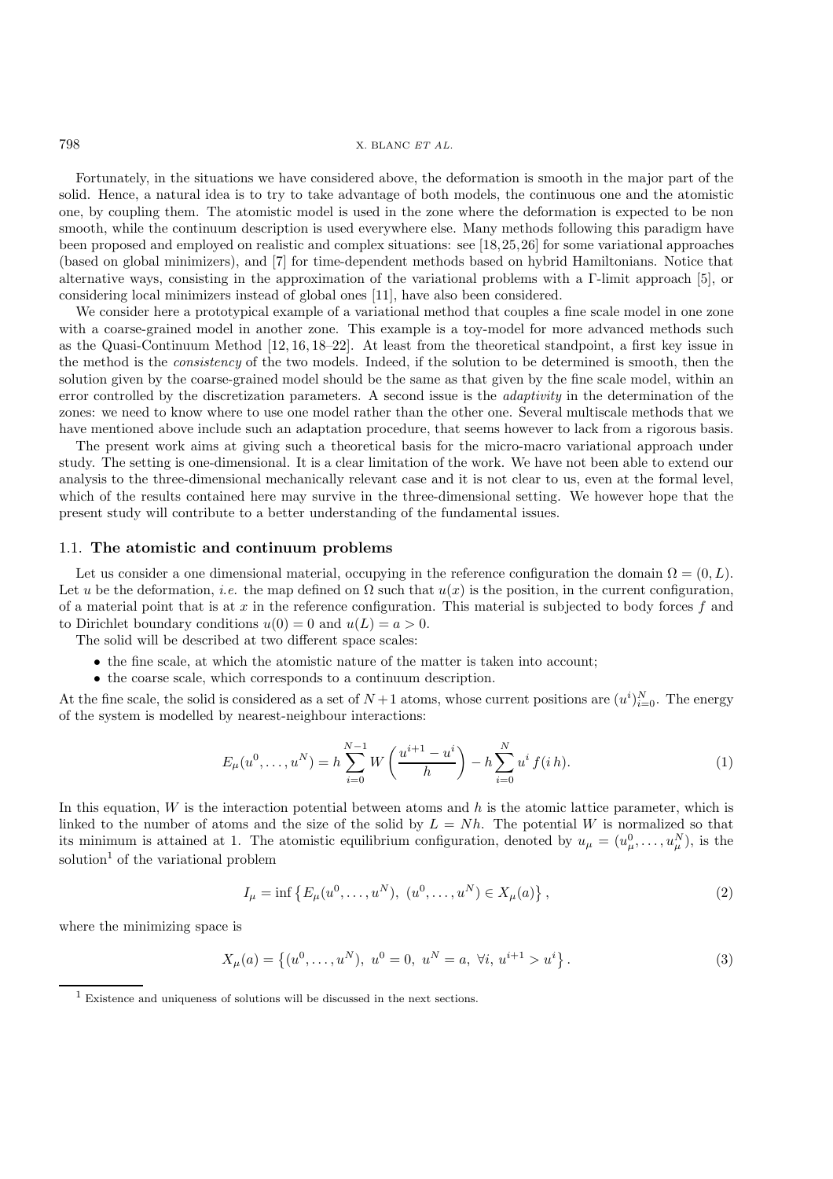Fortunately, in the situations we have considered above, the deformation is smooth in the major part of the solid. Hence, a natural idea is to try to take advantage of both models, the continuous one and the atomistic one, by coupling them. The atomistic model is used in the zone where the deformation is expected to be non smooth, while the continuum description is used everywhere else. Many methods following this paradigm have been proposed and employed on realistic and complex situations: see [18, 25, 26] for some variational approaches (based on global minimizers), and [7] for time-dependent methods based on hybrid Hamiltonians. Notice that alternative ways, consisting in the approximation of the variational problems with a Γ-limit approach [5], or considering local minimizers instead of global ones [11], have also been considered.

We consider here a prototypical example of a variational method that couples a fine scale model in one zone with a coarse-grained model in another zone. This example is a toy-model for more advanced methods such as the Quasi-Continuum Method [12, 16, 18–22]. At least from the theoretical standpoint, a first key issue in the method is the *consistency* of the two models. Indeed, if the solution to be determined is smooth, then the solution given by the coarse-grained model should be the same as that given by the fine scale model, within an error controlled by the discretization parameters. A second issue is the *adaptivity* in the determination of the zones: we need to know where to use one model rather than the other one. Several multiscale methods that we have mentioned above include such an adaptation procedure, that seems however to lack from a rigorous basis.

The present work aims at giving such a theoretical basis for the micro-macro variational approach under study. The setting is one-dimensional. It is a clear limitation of the work. We have not been able to extend our analysis to the three-dimensional mechanically relevant case and it is not clear to us, even at the formal level, which of the results contained here may survive in the three-dimensional setting. We however hope that the present study will contribute to a better understanding of the fundamental issues.

### 1.1. **The atomistic and continuum problems**

Let us consider a one dimensional material, occupying in the reference configuration the domain $\Omega = (0, L)$. Let $u$ be the deformation, *i.e.* the map defined on $\Omega$ such that $u(x)$ is the position, in the current configuration, of a material point that is at $x$ in the reference configuration. This material is subjected to body forces $f$ and to Dirichlet boundary conditions $u(0) = 0$ and $u(L) = a > 0$.

The solid will be described at two different space scales:

- the fine scale, at which the atomistic nature of the matter is taken into account;
- the coarse scale, which corresponds to a continuum description.

At the fine scale, the solid is considered as a set of $N+1$ atoms, whose current positions are $(u^i)_{i=0}^N$. The energy of the system is modelled by nearest-neighbour interactions:

$$E_\mu(u^0, \ldots, u^N) = h \sum_{i=0}^{N-1} W\left(\frac{u^{i+1} - u^i}{h}\right) - h \sum_{i=0}^{N} u^i\, f(i\, h). \tag{1}$$

In this equation, $W$ is the interaction potential between atoms and $h$ is the atomic lattice parameter, which is linked to the number of atoms and the size of the solid by $L = Nh$. The potential $W$ is normalized so that its minimum is attained at 1. The atomistic equilibrium configuration, denoted by $u_\mu = (u_\mu^0, \ldots, u_\mu^N)$, is the solution[1] of the variational problem

$$I_\mu = \inf\left\{E_\mu(u^0, \ldots, u^N),\ (u^0, \ldots, u^N) \in X_\mu(a)\right\}, \tag{2}$$

where the minimizing space is

$$X_\mu(a) = \left\{(u^0, \ldots, u^N),\ u^0 = 0,\ u^N = a,\ \forall i,\ u^{i+1} > u^i\right\}. \tag{3}$$

[1] Existence and uniqueness of solutions will be discussed in the next sections.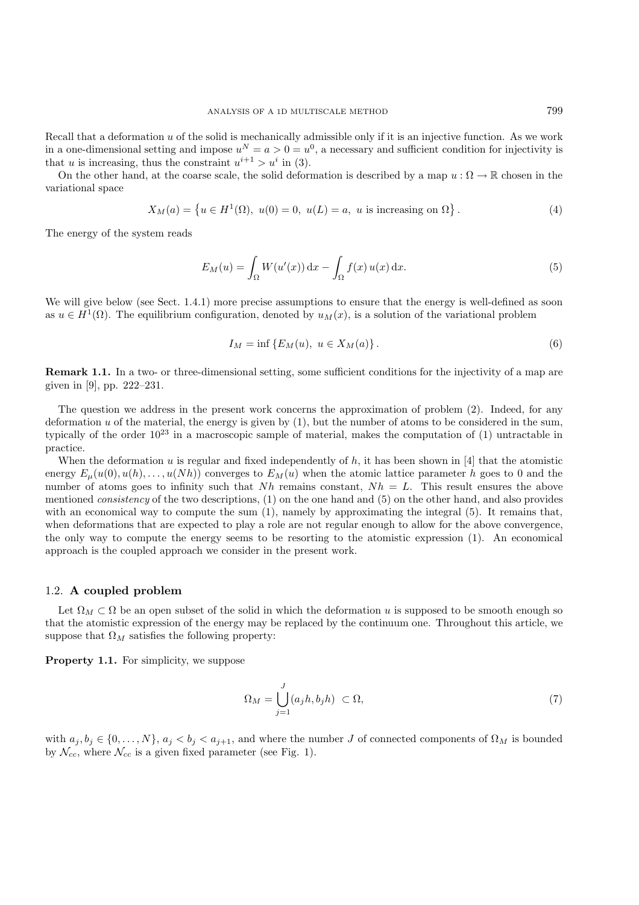Recall that a deformation $u$ of the solid is mechanically admissible only if it is an injective function. As we work in a one-dimensional setting and impose $u^N = a > 0 = u^0$, a necessary and sufficient condition for injectivity is that $u$ is increasing, thus the constraint $u^{i+1} > u^i$ in (3).

On the other hand, at the coarse scale, the solid deformation is described by a map $u : \Omega \to \mathbb{R}$ chosen in the variational space

$$X_M(a) = \left\{ u \in H^1(\Omega),\ u(0) = 0,\ u(L) = a,\ u \text{ is increasing on } \Omega \right\}. \tag{4}$$

The energy of the system reads

$$E_M(u) = \int_\Omega W(u'(x))\,\mathrm{d}x - \int_\Omega f(x)\,u(x)\,\mathrm{d}x. \tag{5}$$

We will give below (see Sect. 1.4.1) more precise assumptions to ensure that the energy is well-defined as soon as $u \in H^1(\Omega)$. The equilibrium configuration, denoted by $u_M(x)$, is a solution of the variational problem

$$I_M = \inf\left\{E_M(u),\ u \in X_M(a)\right\}. \tag{6}$$

**Remark 1.1.** In a two- or three-dimensional setting, some sufficient conditions for the injectivity of a map are given in [9], pp. 222–231.

The question we address in the present work concerns the approximation of problem (2). Indeed, for any deformation $u$ of the material, the energy is given by (1), but the number of atoms to be considered in the sum, typically of the order $10^{23}$ in a macroscopic sample of material, makes the computation of (1) untractable in practice.

When the deformation $u$ is regular and fixed independently of $h$, it has been shown in [4] that the atomistic energy $E_\mu(u(0), u(h), \ldots, u(Nh))$ converges to $E_M(u)$ when the atomic lattice parameter $h$ goes to 0 and the number of atoms goes to infinity such that $Nh$ remains constant, $Nh = L$. This result ensures the above mentioned *consistency* of the two descriptions, (1) on the one hand and (5) on the other hand, and also provides with an economical way to compute the sum (1), namely by approximating the integral (5). It remains that, when deformations that are expected to play a role are not regular enough to allow for the above convergence, the only way to compute the energy seems to be resorting to the atomistic expression (1). An economical approach is the coupled approach we consider in the present work.

### 1.2. **A coupled problem**

Let $\Omega_M \subset \Omega$ be an open subset of the solid in which the deformation $u$ is supposed to be smooth enough so that the atomistic expression of the energy may be replaced by the continuum one. Throughout this article, we suppose that $\Omega_M$ satisfies the following property:

**Property 1.1.** For simplicity, we suppose

$$\Omega_M = \bigcup_{j=1}^{J} (a_j h, b_j h) \ \subset \Omega, \tag{7}$$

with $a_j, b_j \in \{0, \ldots, N\}$, $a_j < b_j < a_{j+1}$, and where the number $J$ of connected components of $\Omega_M$ is bounded by $\mathcal{N}_{cc}$, where $\mathcal{N}_{cc}$ is a given fixed parameter (see Fig. 1).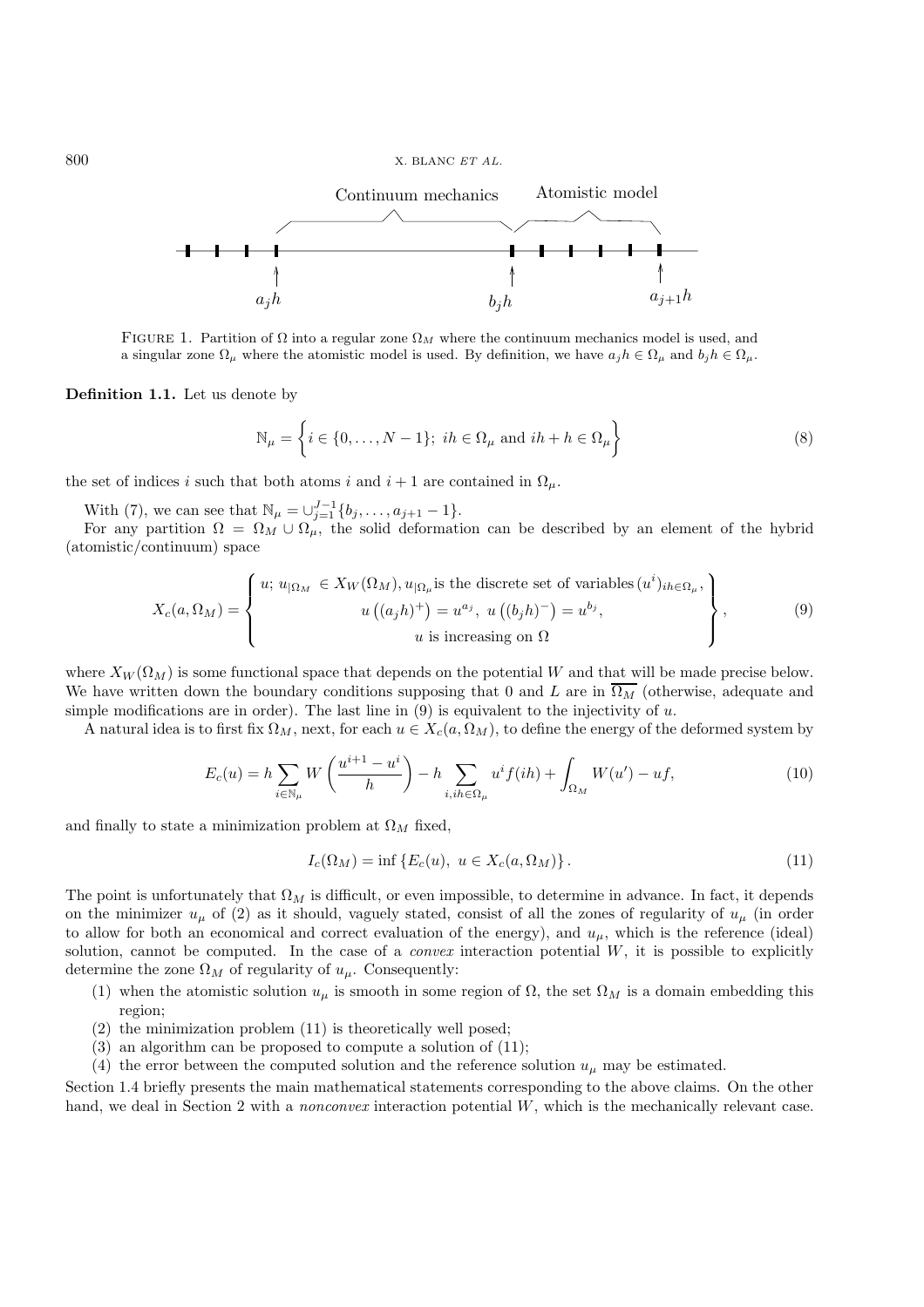FIGURE 1. Partition of $\Omega$ into a regular zone $\Omega_M$ where the continuum mechanics model is used, and a singular zone $\Omega_\mu$ where the atomistic model is used. By definition, we have $a_j h \in \Omega_\mu$ and $b_j h \in \Omega_\mu$.

**Definition 1.1.** Let us denote by

$$\mathbb{N}_\mu = \left\{ i \in \{0, \ldots, N-1\};\ ih \in \Omega_\mu \text{ and } ih + h \in \Omega_\mu \right\} \tag{8}$$

the set of indices $i$ such that both atoms $i$ and $i+1$ are contained in $\Omega_\mu$.

With (7), we can see that $\mathbb{N}_\mu = \cup_{j=1}^{J-1} \{b_j, \ldots, a_{j+1} - 1\}$.

For any partition $\Omega = \Omega_M \cup \Omega_\mu$, the solid deformation can be described by an element of the hybrid (atomistic/continuum) space

$$X_c(a, \Omega_M) = \left\{ \begin{array}{c} u;\ u_{|\Omega_M} \in X_W(\Omega_M), u_{|\Omega_\mu} \text{is the discrete set of variables} (u^i)_{ih \in \Omega_\mu}, \\ u\left((a_j h)^+\right) = u^{a_j},\ u\left((b_j h)^-\right) = u^{b_j}, \\ u \text{ is increasing on } \Omega \end{array} \right\}, \tag{9}$$

where $X_W(\Omega_M)$ is some functional space that depends on the potential $W$ and that will be made precise below. We have written down the boundary conditions supposing that 0 and $L$ are in $\overline{\Omega_M}$ (otherwise, adequate and simple modifications are in order). The last line in (9) is equivalent to the injectivity of $u$.

A natural idea is to first fix $\Omega_M$, next, for each $u \in X_c(a, \Omega_M)$, to define the energy of the deformed system by

$$E_c(u) = h \sum_{i \in \mathbb{N}_\mu} W\left(\frac{u^{i+1} - u^i}{h}\right) - h \sum_{i, ih \in \Omega_\mu} u^i f(ih) + \int_{\Omega_M} W(u') - uf, \tag{10}$$

and finally to state a minimization problem at $\Omega_M$ fixed,

$$I_c(\Omega_M) = \inf \left\{ E_c(u),\ u \in X_c(a, \Omega_M) \right\}. \tag{11}$$

The point is unfortunately that $\Omega_M$ is difficult, or even impossible, to determine in advance. In fact, it depends on the minimizer $u_\mu$ of (2) as it should, vaguely stated, consist of all the zones of regularity of $u_\mu$ (in order to allow for both an economical and correct evaluation of the energy), and $u_\mu$, which is the reference (ideal) solution, cannot be computed. In the case of a *convex* interaction potential $W$, it is possible to explicitly determine the zone $\Omega_M$ of regularity of $u_\mu$. Consequently:

1. when the atomistic solution $u_\mu$ is smooth in some region of $\Omega$, the set $\Omega_M$ is a domain embedding this region;
2. the minimization problem (11) is theoretically well posed;
3. an algorithm can be proposed to compute a solution of (11);
4. the error between the computed solution and the reference solution $u_\mu$ may be estimated.

Section 1.4 briefly presents the main mathematical statements corresponding to the above claims. On the other hand, we deal in Section 2 with a *nonconvex* interaction potential $W$, which is the mechanically relevant case.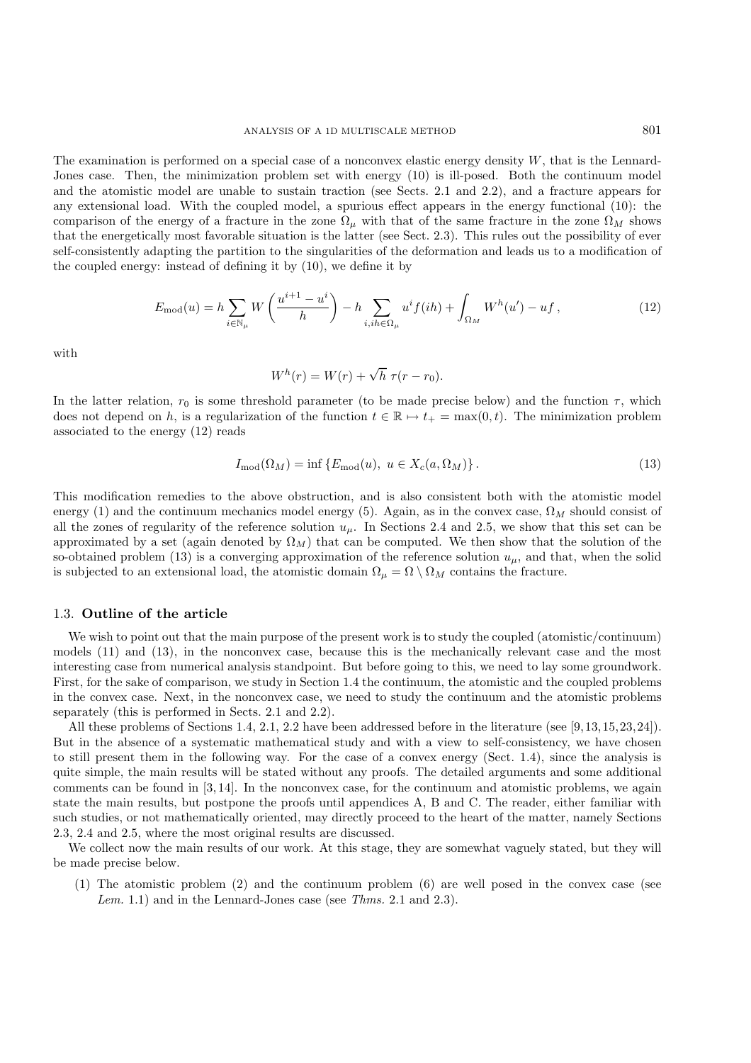The examination is performed on a special case of a nonconvex elastic energy density $W$, that is the Lennard-Jones case. Then, the minimization problem set with energy (10) is ill-posed. Both the continuum model and the atomistic model are unable to sustain traction (see Sects. 2.1 and 2.2), and a fracture appears for any extensional load. With the coupled model, a spurious effect appears in the energy functional (10): the comparison of the energy of a fracture in the zone $\Omega_\mu$ with that of the same fracture in the zone $\Omega_M$ shows that the energetically most favorable situation is the latter (see Sect. 2.3). This rules out the possibility of ever self-consistently adapting the partition to the singularities of the deformation and leads us to a modification of the coupled energy: instead of defining it by (10), we define it by

$$E_{\text{mod}}(u) = h \sum_{i \in \mathbb{N}_\mu} W\left(\frac{u^{i+1} - u^i}{h}\right) - h \sum_{i, ih \in \Omega_\mu} u^i f(ih) + \int_{\Omega_M} W^h(u') - uf \,, \tag{12}$$

with

$$W^h(r) = W(r) + \sqrt{h}\; \tau(r - r_0).$$

In the latter relation, $r_0$ is some threshold parameter (to be made precise below) and the function $\tau$, which does not depend on $h$, is a regularization of the function $t \in \mathbb{R} \mapsto t_+ = \max(0, t)$. The minimization problem associated to the energy (12) reads

$$I_{\text{mod}}(\Omega_M) = \inf \left\{ E_{\text{mod}}(u),\ u \in X_c(a, \Omega_M) \right\}. \tag{13}$$

This modification remedies to the above obstruction, and is also consistent both with the atomistic model energy (1) and the continuum mechanics model energy (5). Again, as in the convex case, $\Omega_M$ should consist of all the zones of regularity of the reference solution $u_\mu$. In Sections 2.4 and 2.5, we show that this set can be approximated by a set (again denoted by $\Omega_M$) that can be computed. We then show that the solution of the so-obtained problem (13) is a converging approximation of the reference solution $u_\mu$, and that, when the solid is subjected to an extensional load, the atomistic domain $\Omega_\mu = \Omega \setminus \Omega_M$ contains the fracture.

### 1.3. **Outline of the article**

We wish to point out that the main purpose of the present work is to study the coupled (atomistic/continuum) models (11) and (13), in the nonconvex case, because this is the mechanically relevant case and the most interesting case from numerical analysis standpoint. But before going to this, we need to lay some groundwork. First, for the sake of comparison, we study in Section 1.4 the continuum, the atomistic and the coupled problems in the convex case. Next, in the nonconvex case, we need to study the continuum and the atomistic problems separately (this is performed in Sects. 2.1 and 2.2).

All these problems of Sections 1.4, 2.1, 2.2 have been addressed before in the literature (see [9,13,15,23,24]). But in the absence of a systematic mathematical study and with a view to self-consistency, we have chosen to still present them in the following way. For the case of a convex energy (Sect. 1.4), since the analysis is quite simple, the main results will be stated without any proofs. The detailed arguments and some additional comments can be found in [3,14]. In the nonconvex case, for the continuum and atomistic problems, we again state the main results, but postpone the proofs until appendices A, B and C. The reader, either familiar with such studies, or not mathematically oriented, may directly proceed to the heart of the matter, namely Sections 2.3, 2.4 and 2.5, where the most original results are discussed.

We collect now the main results of our work. At this stage, they are somewhat vaguely stated, but they will be made precise below.

(1) The atomistic problem (2) and the continuum problem (6) are well posed in the convex case (see *Lem.* 1.1) and in the Lennard-Jones case (see *Thms.* 2.1 and 2.3).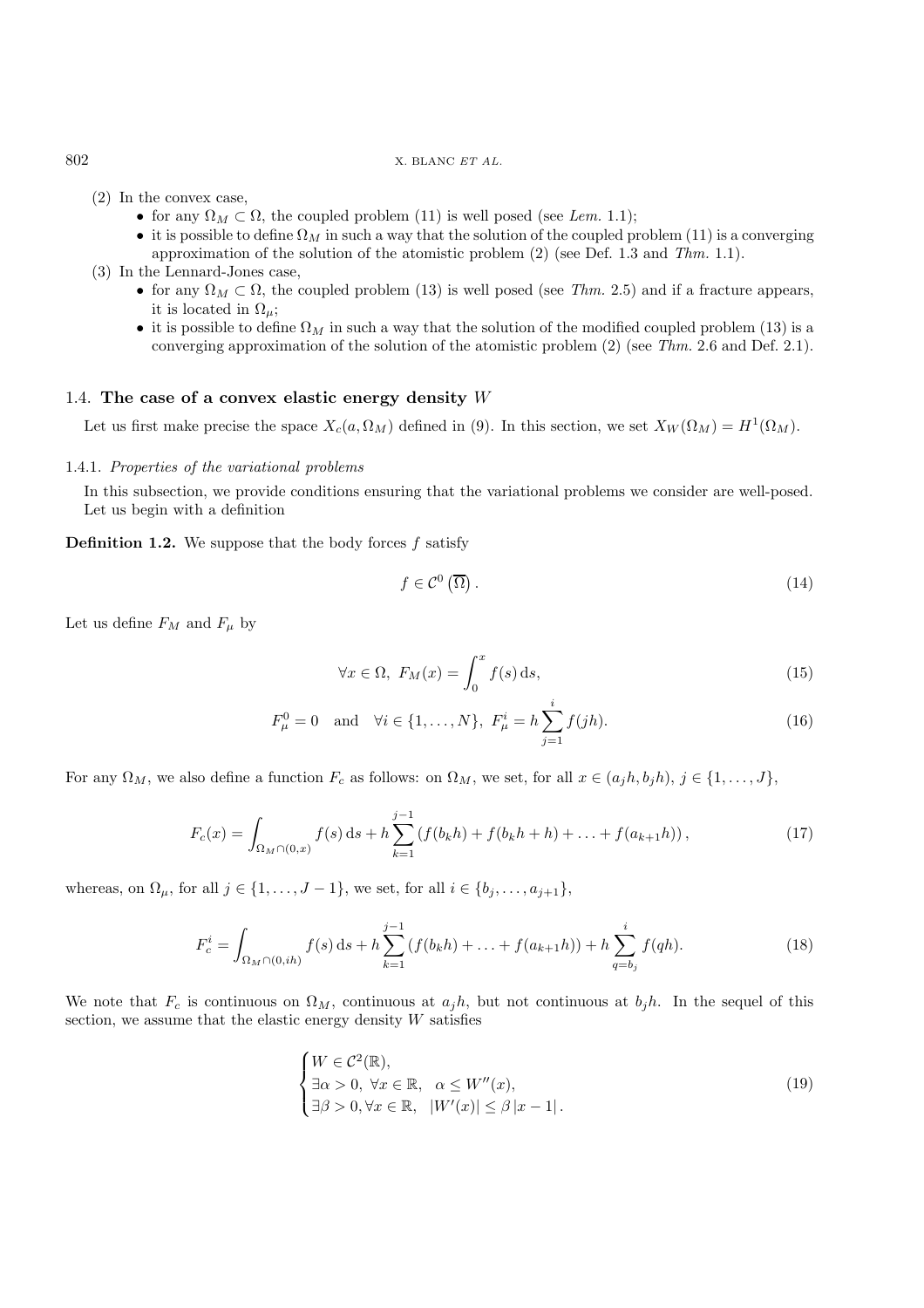(2) In the convex case,
   - for any $\Omega_M \subset \Omega$, the coupled problem (11) is well posed (see *Lem.* 1.1);
   - it is possible to define $\Omega_M$ in such a way that the solution of the coupled problem (11) is a converging approximation of the solution of the atomistic problem (2) (see Def. 1.3 and *Thm.* 1.1).

(3) In the Lennard-Jones case,
   - for any $\Omega_M \subset \Omega$, the coupled problem (13) is well posed (see *Thm.* 2.5) and if a fracture appears, it is located in $\Omega_\mu$;
   - it is possible to define $\Omega_M$ in such a way that the solution of the modified coupled problem (13) is a converging approximation of the solution of the atomistic problem (2) (see *Thm.* 2.6 and Def. 2.1).

### 1.4. **The case of a convex elastic energy density** $W$

Let us first make precise the space $X_c(a, \Omega_M)$ defined in (9). In this section, we set $X_W(\Omega_M) = H^1(\Omega_M)$.

#### 1.4.1. *Properties of the variational problems*

In this subsection, we provide conditions ensuring that the variational problems we consider are well-posed. Let us begin with a definition

**Definition 1.2.** We suppose that the body forces $f$ satisfy

$$f \in \mathcal{C}^0\left(\overline{\Omega}\right). \tag{14}$$

Let us define $F_M$ and $F_\mu$ by

$$\forall x \in \Omega,\ F_M(x) = \int_0^x f(s)\,\mathrm{d}s, \tag{15}$$

$$F_\mu^0 = 0 \quad \text{and} \quad \forall i \in \{1, \ldots, N\},\ F_\mu^i = h\sum_{j=1}^{i} f(jh). \tag{16}$$

For any $\Omega_M$, we also define a function $F_c$ as follows: on $\Omega_M$, we set, for all $x \in (a_j h, b_j h)$, $j \in \{1, \ldots, J\}$,

$$F_c(x) = \int_{\Omega_M \cap (0,x)} f(s)\,\mathrm{d}s + h\sum_{k=1}^{j-1}\left(f(b_k h) + f(b_k h + h) + \ldots + f(a_{k+1}h)\right), \tag{17}$$

whereas, on $\Omega_\mu$, for all $j \in \{1, \ldots, J-1\}$, we set, for all $i \in \{b_j, \ldots, a_{j+1}\}$,

$$F_c^i = \int_{\Omega_M \cap (0,ih)} f(s)\,\mathrm{d}s + h\sum_{k=1}^{j-1}\left(f(b_k h) + \ldots + f(a_{k+1}h)\right) + h\sum_{q=b_j}^{i} f(qh). \tag{18}$$

We note that $F_c$ is continuous on $\Omega_M$, continuous at $a_j h$, but not continuous at $b_j h$. In the sequel of this section, we assume that the elastic energy density $W$ satisfies

$$\begin{cases} W \in \mathcal{C}^2(\mathbb{R}), \\ \exists \alpha > 0,\ \forall x \in \mathbb{R}, \quad \alpha \leq W''(x), \\ \exists \beta > 0, \forall x \in \mathbb{R}, \quad |W'(x)| \leq \beta\,|x - 1|\,. \end{cases} \tag{19}$$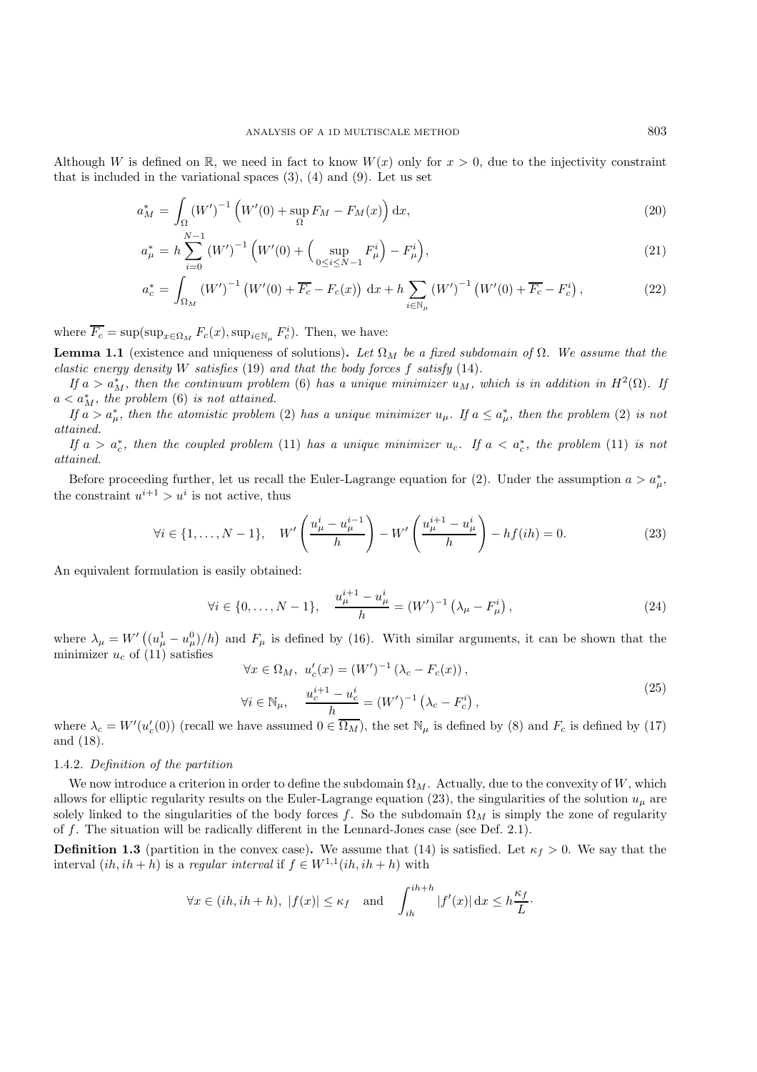Although $W$ is defined on $\mathbb{R}$, we need in fact to know $W(x)$ only for $x > 0$, due to the injectivity constraint that is included in the variational spaces (3), (4) and (9). Let us set

$$a_M^* = \int_\Omega (W')^{-1}\Big(W'(0) + \sup_\Omega F_M - F_M(x)\Big)\,\mathrm{d}x, \tag{20}$$

$$a_\mu^* = h\sum_{i=0}^{N-1} (W')^{-1}\Big(W'(0) + \Big(\sup_{0\le i\le N-1} F_\mu^i\Big) - F_\mu^i\Big), \tag{21}$$

$$a_c^* = \int_{\Omega_M} (W')^{-1}\left(W'(0) + \overline{F_c} - F_c(x)\right)\,\mathrm{d}x + h\sum_{i\in\mathbb{N}_\mu} (W')^{-1}\left(W'(0) + \overline{F_c} - F_c^i\right), \tag{22}$$

where $\overline{F_c} = \sup(\sup_{x\in\Omega_M} F_c(x), \sup_{i\in\mathbb{N}_\mu} F_c^i)$. Then, we have:

**Lemma 1.1** (existence and uniqueness of solutions)**.** *Let $\Omega_M$ be a fixed subdomain of $\Omega$. We assume that the elastic energy density $W$ satisfies* (19) *and that the body forces $f$ satisfy* (14)*.*

*If $a > a_M^*$, then the continuum problem* (6) *has a unique minimizer $u_M$, which is in addition in $H^2(\Omega)$. If $a < a_M^*$, the problem* (6) *is not attained.*

*If $a > a_\mu^*$, then the atomistic problem* (2) *has a unique minimizer $u_\mu$. If $a \le a_\mu^*$, then the problem* (2) *is not attained.*

*If $a > a_c^*$, then the coupled problem* (11) *has a unique minimizer $u_c$. If $a < a_c^*$, the problem* (11) *is not attained.*

Before proceeding further, let us recall the Euler-Lagrange equation for (2). Under the assumption $a > a_\mu^*$, the constraint $u^{i+1} > u^i$ is not active, thus

$$\forall i \in \{1,\ldots,N-1\},\quad W'\left(\frac{u_\mu^i - u_\mu^{i-1}}{h}\right) - W'\left(\frac{u_\mu^{i+1} - u_\mu^i}{h}\right) - hf(ih) = 0. \tag{23}$$

An equivalent formulation is easily obtained:

$$\forall i \in \{0,\ldots,N-1\},\quad \frac{u_\mu^{i+1} - u_\mu^i}{h} = (W')^{-1}\left(\lambda_\mu - F_\mu^i\right), \tag{24}$$

where $\lambda_\mu = W'\left((u_\mu^1 - u_\mu^0)/h\right)$ and $F_\mu$ is defined by (16). With similar arguments, it can be shown that the minimizer $u_c$ of (11) satisfies

$$\begin{aligned} &\forall x \in \Omega_M,\ u_c'(x) = (W')^{-1}\left(\lambda_c - F_c(x)\right), \\ &\forall i \in \mathbb{N}_\mu,\quad \frac{u_c^{i+1} - u_c^i}{h} = (W')^{-1}\left(\lambda_c - F_c^i\right), \end{aligned} \tag{25}$$

where $\lambda_c = W'(u_c'(0))$ (recall we have assumed $0 \in \overline{\Omega_M}$), the set $\mathbb{N}_\mu$ is defined by (8) and $F_c$ is defined by (17) and (18).

#### 1.4.2. *Definition of the partition*

We now introduce a criterion in order to define the subdomain $\Omega_M$. Actually, due to the convexity of $W$, which allows for elliptic regularity results on the Euler-Lagrange equation (23), the singularities of the solution $u_\mu$ are solely linked to the singularities of the body forces $f$. So the subdomain $\Omega_M$ is simply the zone of regularity of $f$. The situation will be radically different in the Lennard-Jones case (see Def. 2.1).

**Definition 1.3** (partition in the convex case)**.** We assume that (14) is satisfied. Let $\kappa_f > 0$. We say that the interval $(ih, ih+h)$ is a *regular interval* if $f \in W^{1,1}(ih, ih+h)$ with

$$\forall x \in (ih, ih+h),\ |f(x)| \le \kappa_f \quad \text{and} \quad \int_{ih}^{ih+h} |f'(x)|\,\mathrm{d}x \le h\frac{\kappa_f}{L}\cdot$$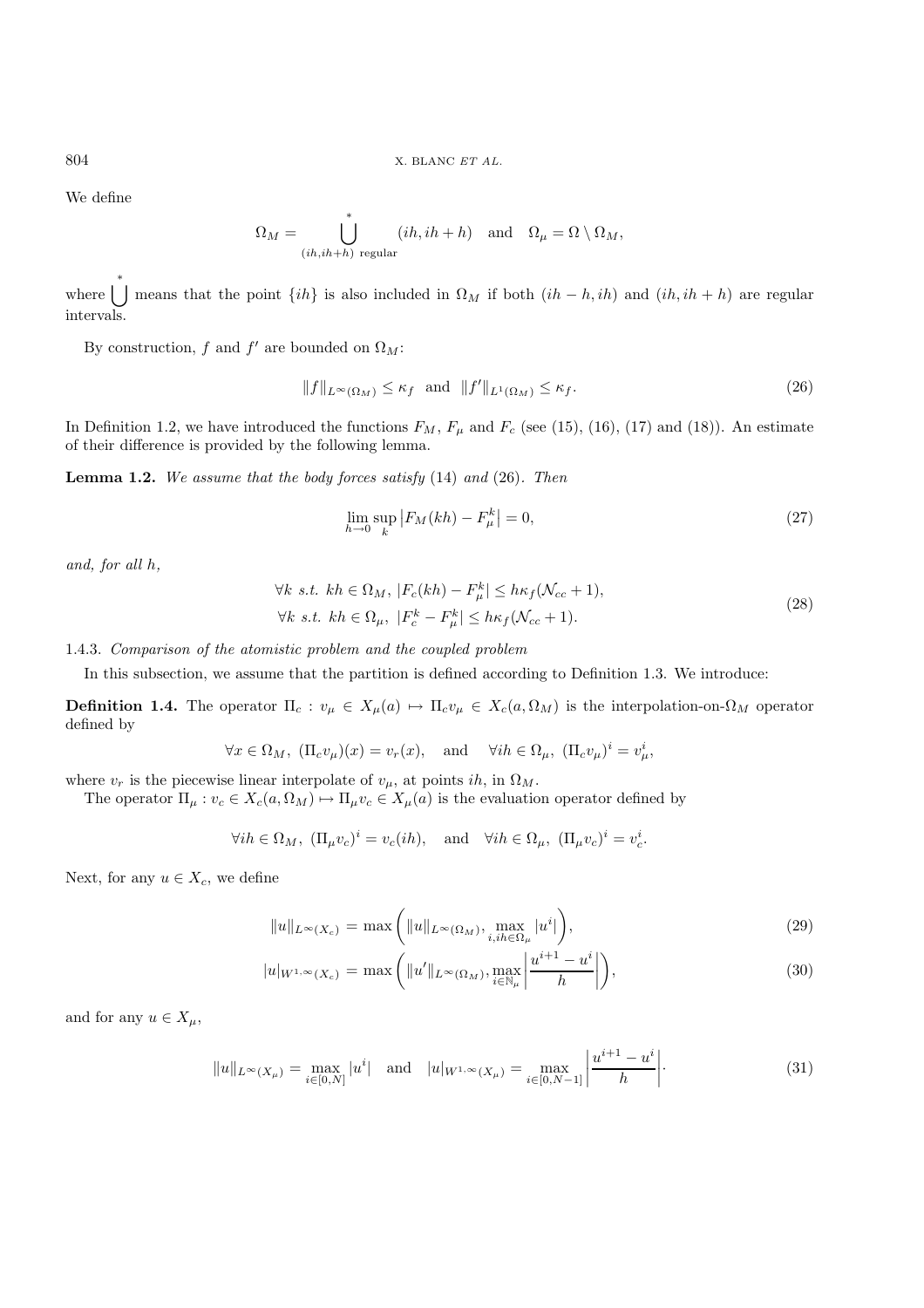We define

$$\Omega_M = \overset{*}{\bigcup_{(ih,ih+h) \text{ regular}}} (ih, ih+h) \quad \text{and} \quad \Omega_\mu = \Omega \setminus \Omega_M,$$

where $\overset{*}{\bigcup}$ means that the point $\{ih\}$ is also included in $\Omega_M$ if both $(ih-h, ih)$ and $(ih, ih+h)$ are regular intervals.

By construction, $f$ and $f'$ are bounded on $\Omega_M$:

$$\|f\|_{L^\infty(\Omega_M)} \leq \kappa_f \quad \text{and} \quad \|f'\|_{L^1(\Omega_M)} \leq \kappa_f. \tag{26}$$

In Definition 1.2, we have introduced the functions $F_M$, $F_\mu$ and $F_c$ (see (15), (16), (17) and (18)). An estimate of their difference is provided by the following lemma.

**Lemma 1.2.** *We assume that the body forces satisfy* (14) *and* (26)*. Then*

$$\lim_{h\to 0} \sup_k \left| F_M(kh) - F_\mu^k \right| = 0, \tag{27}$$

*and, for all $h$,*

$$\begin{aligned} &\forall k \text{ s.t. } kh \in \Omega_M,\ |F_c(kh) - F_\mu^k| \leq h\kappa_f(\mathcal{N}_{cc} + 1), \\ &\forall k \text{ s.t. } kh \in \Omega_\mu,\ |F_c^k - F_\mu^k| \leq h\kappa_f(\mathcal{N}_{cc} + 1). \end{aligned} \tag{28}$$

### 1.4.3. *Comparison of the atomistic problem and the coupled problem*

In this subsection, we assume that the partition is defined according to Definition 1.3. We introduce:

**Definition 1.4.** The operator $\Pi_c : v_\mu \in X_\mu(a) \mapsto \Pi_c v_\mu \in X_c(a, \Omega_M)$ is the interpolation-on-$\Omega_M$ operator defined by

$$\forall x \in \Omega_M,\ (\Pi_c v_\mu)(x) = v_r(x), \quad \text{and} \quad \forall ih \in \Omega_\mu,\ (\Pi_c v_\mu)^i = v_\mu^i,$$

where $v_r$ is the piecewise linear interpolate of $v_\mu$, at points $ih$, in $\Omega_M$.

The operator $\Pi_\mu : v_c \in X_c(a, \Omega_M) \mapsto \Pi_\mu v_c \in X_\mu(a)$ is the evaluation operator defined by

$$\forall ih \in \Omega_M,\ (\Pi_\mu v_c)^i = v_c(ih), \quad \text{and} \quad \forall ih \in \Omega_\mu,\ (\Pi_\mu v_c)^i = v_c^i.$$

Next, for any $u \in X_c$, we define

$$\|u\|_{L^\infty(X_c)} = \max\left( \|u\|_{L^\infty(\Omega_M)}, \max_{i, ih \in \Omega_\mu} |u^i| \right), \tag{29}$$

$$|u|_{W^{1,\infty}(X_c)} = \max\left( \|u'\|_{L^\infty(\Omega_M)}, \max_{i\in\mathbb{N}_\mu} \left| \frac{u^{i+1} - u^i}{h} \right| \right), \tag{30}$$

and for any $u \in X_\mu$,

$$\|u\|_{L^\infty(X_\mu)} = \max_{i\in[0,N]} |u^i| \quad \text{and} \quad |u|_{W^{1,\infty}(X_\mu)} = \max_{i\in[0,N-1]} \left| \frac{u^{i+1} - u^i}{h} \right|. \tag{31}$$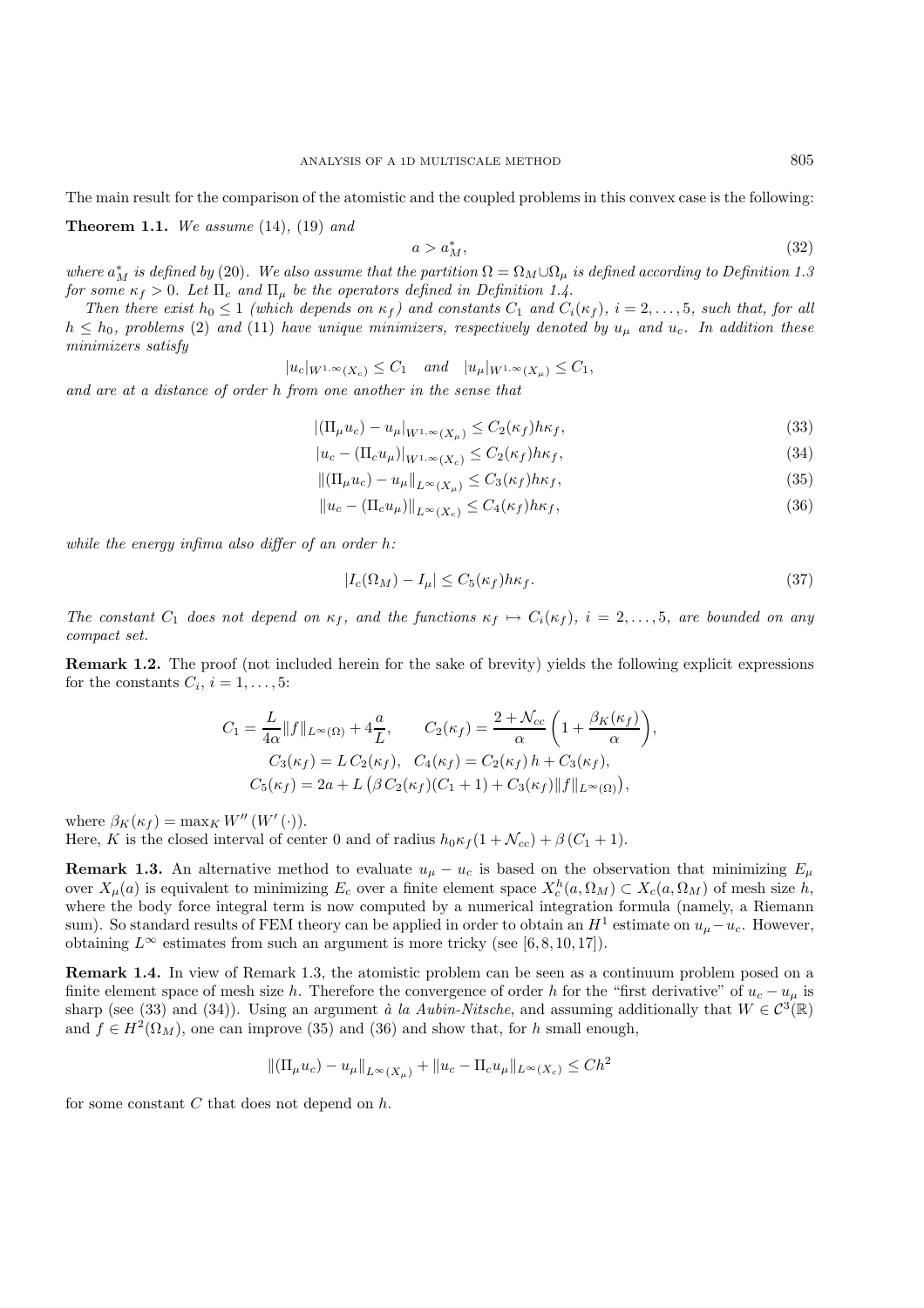The main result for the comparison of the atomistic and the coupled problems in this convex case is the following:

**Theorem 1.1.** *We assume* (14), (19) *and*

$$a > a_M^*, \tag{32}$$

*where $a_M^*$ is defined by* (20)*. We also assume that the partition $\Omega = \Omega_M \cup \Omega_\mu$ is defined according to Definition 1.3 for some $\kappa_f > 0$. Let $\Pi_c$ and $\Pi_\mu$ be the operators defined in Definition 1.4.*

*Then there exist $h_0 \leq 1$ (which depends on $\kappa_f$) and constants $C_1$ and $C_i(\kappa_f)$, $i = 2, \ldots, 5$, such that, for all $h \leq h_0$, problems* (2) *and* (11) *have unique minimizers, respectively denoted by $u_\mu$ and $u_c$. In addition these minimizers satisfy*

$$|u_c|_{W^{1,\infty}(X_c)} \leq C_1 \quad \textit{and} \quad |u_\mu|_{W^{1,\infty}(X_\mu)} \leq C_1,$$

*and are at a distance of order $h$ from one another in the sense that*

$$|(\Pi_\mu u_c) - u_\mu|_{W^{1,\infty}(X_\mu)} \leq C_2(\kappa_f) h \kappa_f, \tag{33}$$

$$|u_c - (\Pi_c u_\mu)|_{W^{1,\infty}(X_c)} \leq C_2(\kappa_f) h \kappa_f, \tag{34}$$

$$\|(\Pi_\mu u_c) - u_\mu\|_{L^\infty(X_\mu)} \leq C_3(\kappa_f) h \kappa_f, \tag{35}$$

$$\|u_c - (\Pi_c u_\mu)\|_{L^\infty(X_c)} \leq C_4(\kappa_f) h \kappa_f, \tag{36}$$

*while the energy infima also differ of an order $h$:*

$$|I_c(\Omega_M) - I_\mu| \leq C_5(\kappa_f) h \kappa_f. \tag{37}$$

*The constant $C_1$ does not depend on $\kappa_f$, and the functions $\kappa_f \mapsto C_i(\kappa_f)$, $i = 2, \ldots, 5$, are bounded on any compact set.*

**Remark 1.2.** The proof (not included herein for the sake of brevity) yields the following explicit expressions for the constants $C_i$, $i = 1, \ldots, 5$:

$$C_1 = \frac{L}{4\alpha} \|f\|_{L^\infty(\Omega)} + 4\frac{a}{L}, \qquad C_2(\kappa_f) = \frac{2 + \mathcal{N}_{cc}}{\alpha} \left(1 + \frac{\beta_K(\kappa_f)}{\alpha}\right),$$

$$C_3(\kappa_f) = L\, C_2(\kappa_f), \quad C_4(\kappa_f) = C_2(\kappa_f)\, h + C_3(\kappa_f),$$

$$C_5(\kappa_f) = 2a + L\left(\beta\, C_2(\kappa_f)(C_1 + 1) + C_3(\kappa_f) \|f\|_{L^\infty(\Omega)}\right),$$

where $\beta_K(\kappa_f) = \max_K W''(W'(\cdot))$.
Here, $K$ is the closed interval of center 0 and of radius $h_0 \kappa_f (1 + \mathcal{N}_{cc}) + \beta\,(C_1 + 1)$.

**Remark 1.3.** An alternative method to evaluate $u_\mu - u_c$ is based on the observation that minimizing $E_\mu$ over $X_\mu(a)$ is equivalent to minimizing $E_c$ over a finite element space $X_c^h(a, \Omega_M) \subset X_c(a, \Omega_M)$ of mesh size $h$, where the body force integral term is now computed by a numerical integration formula (namely, a Riemann sum). So standard results of FEM theory can be applied in order to obtain an $H^1$ estimate on $u_\mu - u_c$. However, obtaining $L^\infty$ estimates from such an argument is more tricky (see [6, 8, 10, 17]).

**Remark 1.4.** In view of Remark 1.3, the atomistic problem can be seen as a continuum problem posed on a finite element space of mesh size $h$. Therefore the convergence of order $h$ for the "first derivative" of $u_c - u_\mu$ is sharp (see (33) and (34)). Using an argument *à la Aubin-Nitsche*, and assuming additionally that $W \in \mathcal{C}^3(\mathbb{R})$ and $f \in H^2(\Omega_M)$, one can improve (35) and (36) and show that, for $h$ small enough,

$$\|(\Pi_\mu u_c) - u_\mu\|_{L^\infty(X_\mu)} + \|u_c - \Pi_c u_\mu\|_{L^\infty(X_c)} \leq Ch^2$$

for some constant $C$ that does not depend on $h$.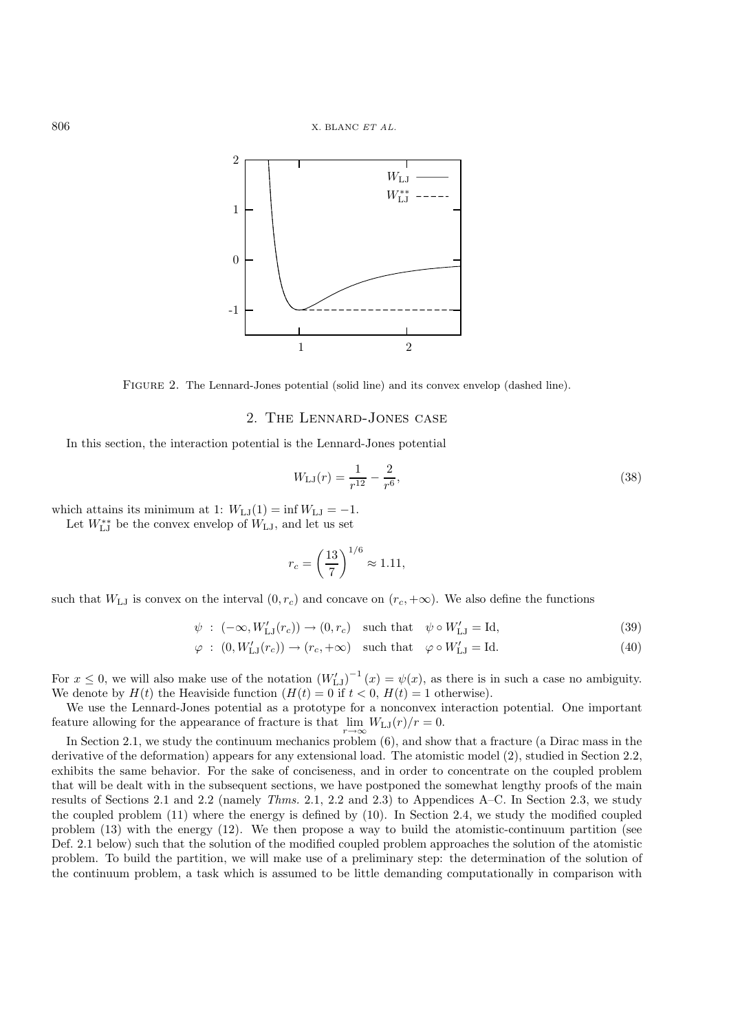FIGURE 2. The Lennard-Jones potential (solid line) and its convex envelop (dashed line).

## 2. The Lennard-Jones case

In this section, the interaction potential is the Lennard-Jones potential

$$W_{\rm LJ}(r) = \frac{1}{r^{12}} - \frac{2}{r^6}, \tag{38}$$

which attains its minimum at 1: $W_{\rm LJ}(1) = \inf W_{\rm LJ} = -1$.

Let $W_{\rm LJ}^{**}$ be the convex envelop of $W_{\rm LJ}$, and let us set

$$r_c = \left(\frac{13}{7}\right)^{1/6} \approx 1.11,$$

such that $W_{\rm LJ}$ is convex on the interval $(0, r_c)$ and concave on $(r_c, +\infty)$. We also define the functions

$$\psi \ : \ (-\infty, W_{\rm LJ}'(r_c)) \to (0, r_c) \quad \text{such that} \quad \psi \circ W_{\rm LJ}' = \text{Id}, \tag{39}$$

$$\varphi \ : \ (0, W_{\rm LJ}'(r_c)) \to (r_c, +\infty) \quad \text{such that} \quad \varphi \circ W_{\rm LJ}' = \text{Id}. \tag{40}$$

For $x \leq 0$, we will also make use of the notation $\left(W_{\rm LJ}'\right)^{-1}(x) = \psi(x)$, as there is in such a case no ambiguity. We denote by $H(t)$ the Heaviside function ($H(t) = 0$ if $t < 0$, $H(t) = 1$ otherwise).

We use the Lennard-Jones potential as a prototype for a nonconvex interaction potential. One important feature allowing for the appearance of fracture is that $\lim_{r\to\infty} W_{\rm LJ}(r)/r = 0$.

In Section 2.1, we study the continuum mechanics problem (6), and show that a fracture (a Dirac mass in the derivative of the deformation) appears for any extensional load. The atomistic model (2), studied in Section 2.2, exhibits the same behavior. For the sake of conciseness, and in order to concentrate on the coupled problem that will be dealt with in the subsequent sections, we have postponed the somewhat lengthy proofs of the main results of Sections 2.1 and 2.2 (namely *Thms.* 2.1, 2.2 and 2.3) to Appendices A–C. In Section 2.3, we study the coupled problem (11) where the energy is defined by (10). In Section 2.4, we study the modified coupled problem (13) with the energy (12). We then propose a way to build the atomistic-continuum partition (see Def. 2.1 below) such that the solution of the modified coupled problem approaches the solution of the atomistic problem. To build the partition, we will make use of a preliminary step: the determination of the solution of the continuum problem, a task which is assumed to be little demanding computationally in comparison with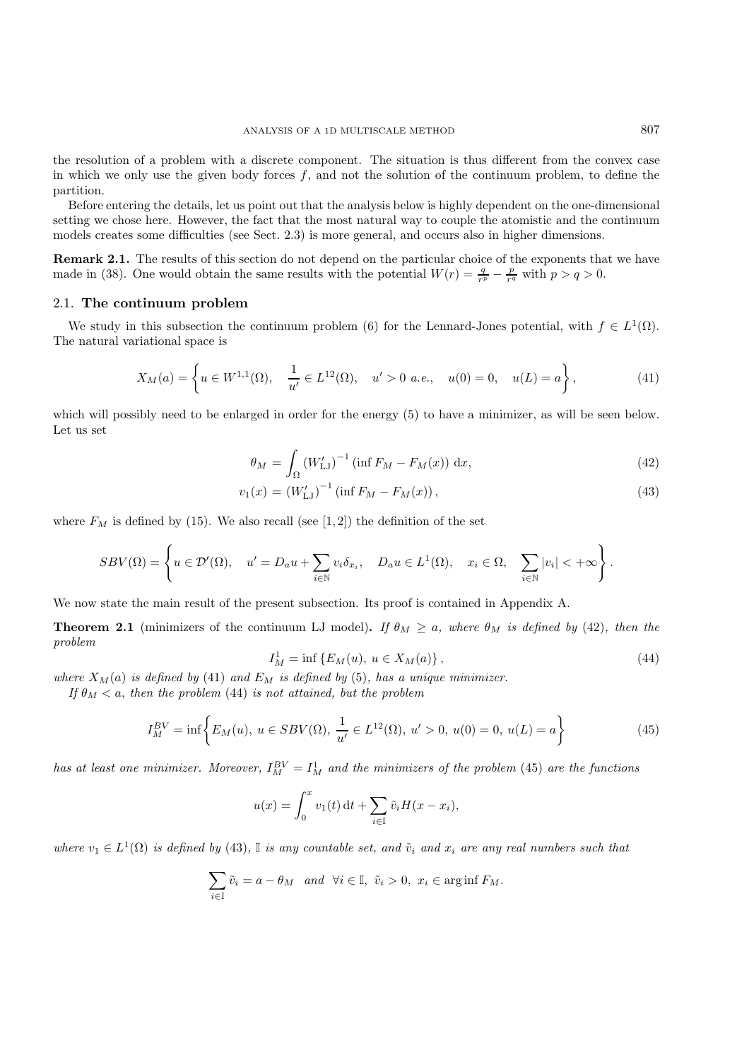the resolution of a problem with a discrete component. The situation is thus different from the convex case in which we only use the given body forces $f$, and not the solution of the continuum problem, to define the partition.

Before entering the details, let us point out that the analysis below is highly dependent on the one-dimensional setting we chose here. However, the fact that the most natural way to couple the atomistic and the continuum models creates some difficulties (see Sect. 2.3) is more general, and occurs also in higher dimensions.

**Remark 2.1.** The results of this section do not depend on the particular choice of the exponents that we have made in (38). One would obtain the same results with the potential $W(r) = \frac{q}{r^p} - \frac{p}{r^q}$ with $p > q > 0$.

### 2.1. **The continuum problem**

We study in this subsection the continuum problem (6) for the Lennard-Jones potential, with $f \in L^1(\Omega)$. The natural variational space is

$$X_M(a) = \left\{ u \in W^{1,1}(\Omega), \quad \frac{1}{u'} \in L^{12}(\Omega), \quad u' > 0 \text{ a.e.}, \quad u(0) = 0, \quad u(L) = a \right\}, \tag{41}$$

which will possibly need to be enlarged in order for the energy (5) to have a minimizer, as will be seen below. Let us set

$$\theta_M = \int_\Omega \left(W'_{\rm LJ}\right)^{-1} \left(\inf F_M - F_M(x)\right) \, \mathrm{d}x, \tag{42}$$

$$v_1(x) = \left(W'_{\rm LJ}\right)^{-1} \left(\inf F_M - F_M(x)\right), \tag{43}$$

where $F_M$ is defined by (15). We also recall (see [1,2]) the definition of the set

$$SBV(\Omega) = \left\{ u \in \mathcal{D}'(\Omega), \quad u' = D_a u + \sum_{i \in \mathbb{N}} v_i \delta_{x_i}, \quad D_a u \in L^1(\Omega), \quad x_i \in \Omega, \quad \sum_{i \in \mathbb{N}} |v_i| < +\infty \right\}.$$

We now state the main result of the present subsection. Its proof is contained in Appendix A.

**Theorem 2.1** (minimizers of the continuum LJ model)**.** *If $\theta_M \geq a$, where $\theta_M$ is defined by (42), then the problem*

$$I_M^1 = \inf \left\{ E_M(u), \, u \in X_M(a) \right\}, \tag{44}$$

*where $X_M(a)$ is defined by (41) and $E_M$ is defined by (5), has a unique minimizer.*

*If $\theta_M < a$, then the problem (44) is not attained, but the problem*

$$I_M^{BV} = \inf \left\{ E_M(u), \, u \in SBV(\Omega), \, \frac{1}{u'} \in L^{12}(\Omega), \, u' > 0, \, u(0) = 0, \, u(L) = a \right\} \tag{45}$$

*has at least one minimizer. Moreover, $I_M^{BV} = I_M^1$ and the minimizers of the problem (45) are the functions*

$$u(x) = \int_0^x v_1(t) \, \mathrm{d}t + \sum_{i \in \mathbb{I}} \tilde{v}_i H(x - x_i),$$

*where $v_1 \in L^1(\Omega)$ is defined by (43), $\mathbb{I}$ is any countable set, and $\tilde{v}_i$ and $x_i$ are any real numbers such that*

$$\sum_{i \in \mathbb{I}} \tilde{v}_i = a - \theta_M \quad \text{and} \quad \forall i \in \mathbb{I}, \; \tilde{v}_i > 0, \; x_i \in \arg\inf F_M.$$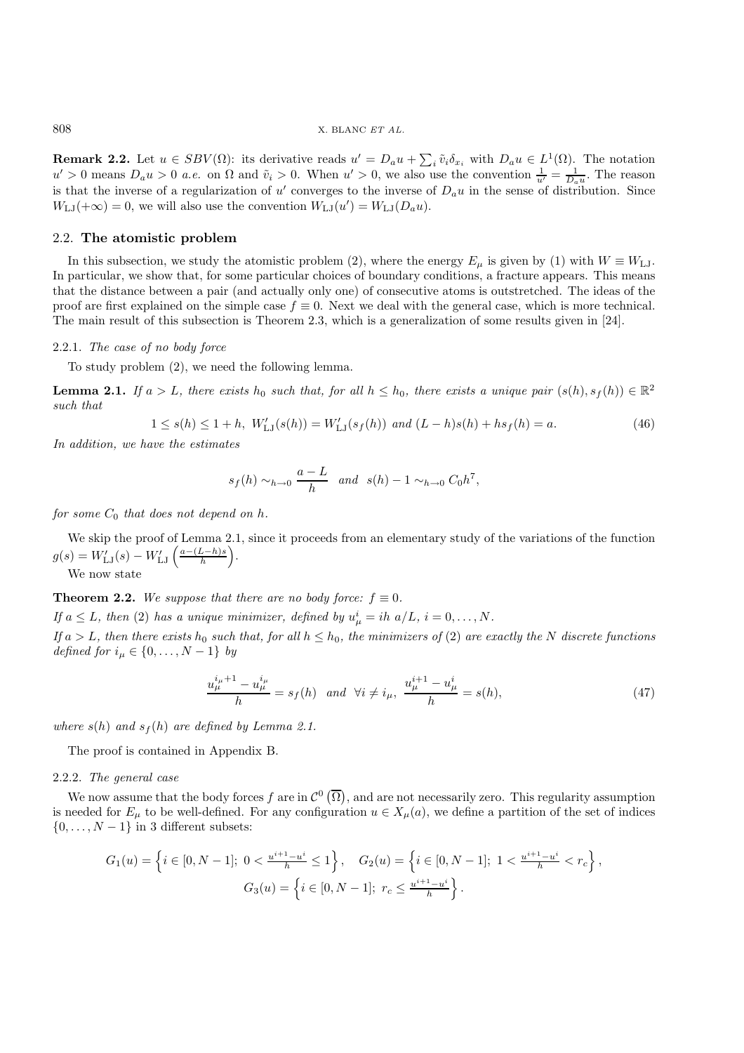**Remark 2.2.** Let $u \in SBV(\Omega)$: its derivative reads $u' = D_a u + \sum_i \tilde{v}_i \delta_{x_i}$ with $D_a u \in L^1(\Omega)$. The notation $u' > 0$ means $D_a u > 0$ *a.e.* on $\Omega$ and $\tilde{v}_i > 0$. When $u' > 0$, we also use the convention $\frac{1}{u'} = \frac{1}{D_a u}$. The reason is that the inverse of a regularization of $u'$ converges to the inverse of $D_a u$ in the sense of distribution. Since $W_{\rm LJ}(+\infty) = 0$, we will also use the convention $W_{\rm LJ}(u') = W_{\rm LJ}(D_a u)$.

### 2.2. The atomistic problem

In this subsection, we study the atomistic problem (2), where the energy $E_\mu$ is given by (1) with $W \equiv W_{\rm LJ}$. In particular, we show that, for some particular choices of boundary conditions, a fracture appears. This means that the distance between a pair (and actually only one) of consecutive atoms is outstretched. The ideas of the proof are first explained on the simple case $f \equiv 0$. Next we deal with the general case, which is more technical. The main result of this subsection is Theorem 2.3, which is a generalization of some results given in [24].

#### 2.2.1. *The case of no body force*

To study problem (2), we need the following lemma.

**Lemma 2.1.** *If $a > L$, there exists $h_0$ such that, for all $h \leq h_0$, there exists a unique pair $(s(h), s_f(h)) \in \mathbb{R}^2$ such that*

$$1 \leq s(h) \leq 1 + h, \; W'_{\rm LJ}(s(h)) = W'_{\rm LJ}(s_f(h)) \text{ and } (L-h)s(h) + hs_f(h) = a. \tag{46}$$

*In addition, we have the estimates*

$$s_f(h) \sim_{h\to 0} \frac{a-L}{h} \quad \text{and} \quad s(h) - 1 \sim_{h\to 0} C_0 h^7,$$

*for some $C_0$ that does not depend on $h$.*

We skip the proof of Lemma 2.1, since it proceeds from an elementary study of the variations of the function $g(s) = W'_{\rm LJ}(s) - W'_{\rm LJ}\left(\frac{a-(L-h)s}{h}\right)$.

We now state

**Theorem 2.2.** *We suppose that there are no body force: $f \equiv 0$.*

*If $a \leq L$, then (2) has a unique minimizer, defined by $u^i_\mu = ih\, a/L$, $i = 0, \ldots, N$.*

*If $a > L$, then there exists $h_0$ such that, for all $h \leq h_0$, the minimizers of (2) are exactly the $N$ discrete functions defined for $i_\mu \in \{0, \ldots, N-1\}$ by*

$$\frac{u^{i_\mu+1}_\mu - u^{i_\mu}_\mu}{h} = s_f(h) \quad \text{and} \quad \forall i \neq i_\mu, \; \frac{u^{i+1}_\mu - u^i_\mu}{h} = s(h), \tag{47}$$

*where $s(h)$ and $s_f(h)$ are defined by Lemma 2.1.*

The proof is contained in Appendix B.

#### 2.2.2. *The general case*

We now assume that the body forces $f$ are in $\mathcal{C}^0\left(\overline{\Omega}\right)$, and are not necessarily zero. This regularity assumption is needed for $E_\mu$ to be well-defined. For any configuration $u \in X_\mu(a)$, we define a partition of the set of indices $\{0, \ldots, N-1\}$ in 3 different subsets:

$$G_1(u) = \left\{ i \in [0, N-1]; \; 0 < \tfrac{u^{i+1}-u^i}{h} \leq 1 \right\}, \quad G_2(u) = \left\{ i \in [0, N-1]; \; 1 < \tfrac{u^{i+1}-u^i}{h} < r_c \right\},$$
$$G_3(u) = \left\{ i \in [0, N-1]; \; r_c \leq \tfrac{u^{i+1}-u^i}{h} \right\}.$$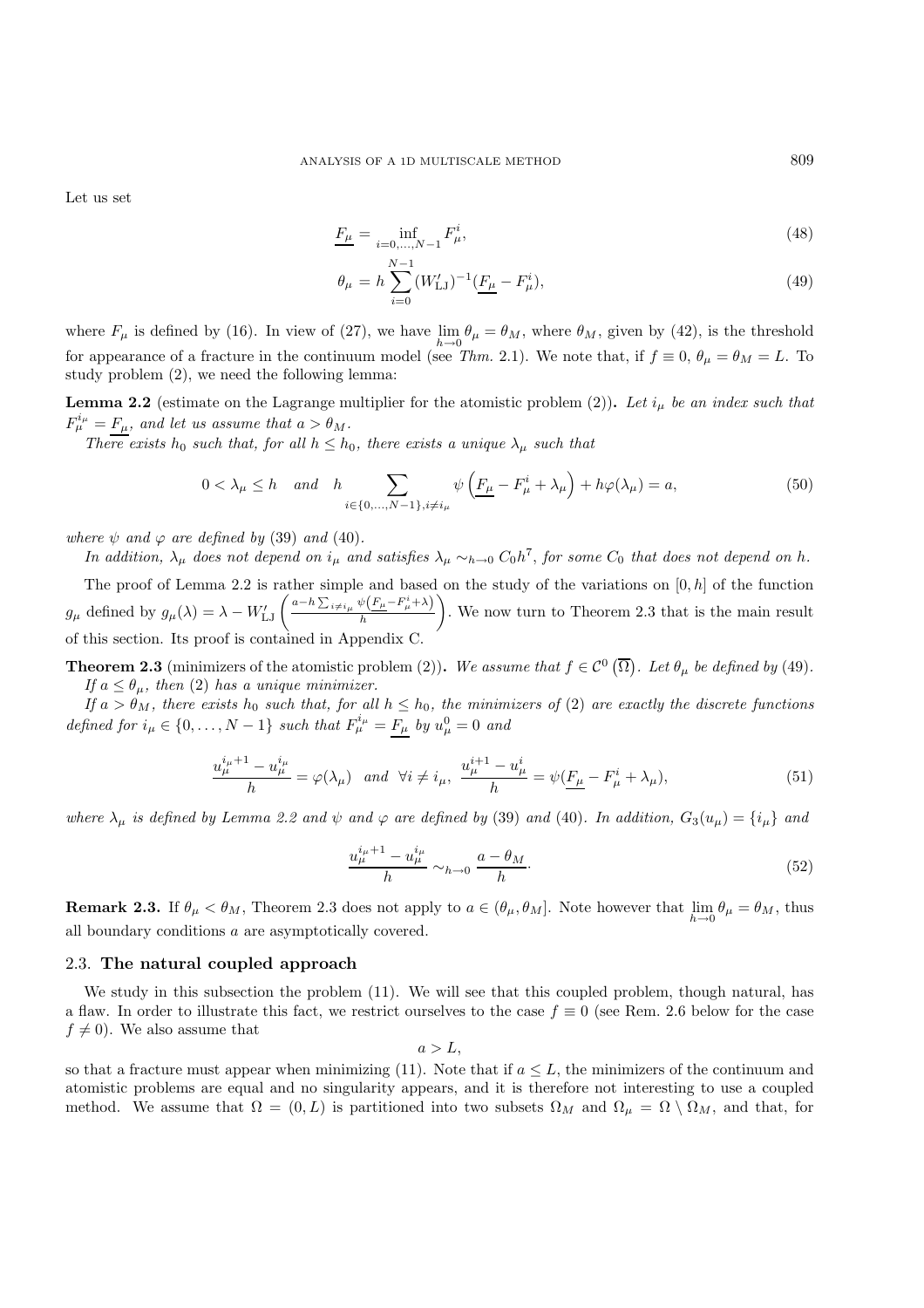Let us set

$$\underline{F_\mu} = \inf_{i=0,\dots,N-1} F_\mu^i, \tag{48}$$

$$\theta_\mu = h \sum_{i=0}^{N-1} (W'_{\rm LJ})^{-1}(\underline{F_\mu} - F_\mu^i), \tag{49}$$

where $F_\mu$ is defined by (16). In view of (27), we have $\lim_{h\to 0} \theta_\mu = \theta_M$, where $\theta_M$, given by (42), is the threshold for appearance of a fracture in the continuum model (see *Thm.* 2.1). We note that, if $f \equiv 0$, $\theta_\mu = \theta_M = L$. To study problem (2), we need the following lemma:

**Lemma 2.2** (estimate on the Lagrange multiplier for the atomistic problem (2))**.** *Let $i_\mu$ be an index such that $F_\mu^{i_\mu} = \underline{F_\mu}$, and let us assume that $a > \theta_M$.*

*There exists $h_0$ such that, for all $h \le h_0$, there exists a unique $\lambda_\mu$ such that*

$$0 < \lambda_\mu \le h \quad and \quad h \sum_{i\in\{0,\dots,N-1\}, i\neq i_\mu} \psi\left(\underline{F_\mu} - F_\mu^i + \lambda_\mu\right) + h\varphi(\lambda_\mu) = a, \tag{50}$$

*where $\psi$ and $\varphi$ are defined by* (39) *and* (40)*.*

*In addition, $\lambda_\mu$ does not depend on $i_\mu$ and satisfies $\lambda_\mu \sim_{h\to 0} C_0 h^7$, for some $C_0$ that does not depend on $h$.*

The proof of Lemma 2.2 is rather simple and based on the study of the variations on $[0,h]$ of the function $g_\mu$ defined by $g_\mu(\lambda) = \lambda - W'_{\rm LJ}\left(\frac{a - h\sum_{i\neq i_\mu} \psi\left(\underline{F_\mu} - F_\mu^i + \lambda\right)}{h}\right)$. We now turn to Theorem 2.3 that is the main result of this section. Its proof is contained in Appendix C.

**Theorem 2.3** (minimizers of the atomistic problem (2))**.** *We assume that $f \in \mathcal{C}^0\left(\overline{\Omega}\right)$. Let $\theta_\mu$ be defined by* (49)*.*

*If $a \le \theta_\mu$, then* (2) *has a unique minimizer.*

*If $a > \theta_M$, there exists $h_0$ such that, for all $h \le h_0$, the minimizers of* (2) *are exactly the discrete functions defined for $i_\mu \in \{0,\dots,N-1\}$ such that $F_\mu^{i_\mu} = \underline{F_\mu}$ by $u_\mu^0 = 0$ and*

$$\frac{u_\mu^{i_\mu+1} - u_\mu^{i_\mu}}{h} = \varphi(\lambda_\mu) \quad and \quad \forall i \neq i_\mu, \ \frac{u_\mu^{i+1} - u_\mu^i}{h} = \psi(\underline{F_\mu} - F_\mu^i + \lambda_\mu), \tag{51}$$

*where $\lambda_\mu$ is defined by Lemma 2.2 and $\psi$ and $\varphi$ are defined by* (39) *and* (40)*. In addition, $G_3(u_\mu) = \{i_\mu\}$ and*

$$\frac{u_\mu^{i_\mu+1} - u_\mu^{i_\mu}}{h} \sim_{h\to 0} \frac{a - \theta_M}{h}\cdot \tag{52}$$

**Remark 2.3.** If $\theta_\mu < \theta_M$, Theorem 2.3 does not apply to $a \in (\theta_\mu, \theta_M]$. Note however that $\lim_{h\to 0} \theta_\mu = \theta_M$, thus all boundary conditions $a$ are asymptotically covered.

### 2.3. **The natural coupled approach**

We study in this subsection the problem (11). We will see that this coupled problem, though natural, has a flaw. In order to illustrate this fact, we restrict ourselves to the case $f \equiv 0$ (see Rem. 2.6 below for the case $f \neq 0$). We also assume that

$$a > L,$$

so that a fracture must appear when minimizing (11). Note that if $a \le L$, the minimizers of the continuum and atomistic problems are equal and no singularity appears, and it is therefore not interesting to use a coupled method. We assume that $\Omega = (0, L)$ is partitioned into two subsets $\Omega_M$ and $\Omega_\mu = \Omega \setminus \Omega_M$, and that, for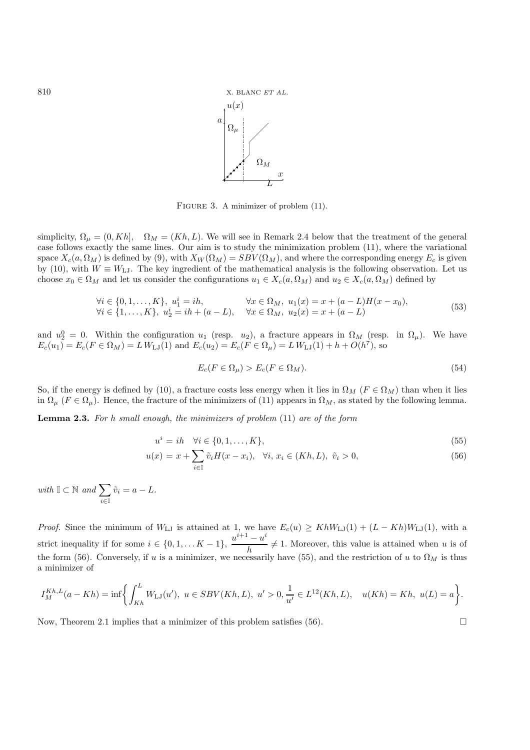FIGURE 3. A minimizer of problem (11).

simplicity, $\Omega_\mu = (0, Kh]$, $\Omega_M = (Kh, L)$. We will see in Remark 2.4 below that the treatment of the general case follows exactly the same lines. Our aim is to study the minimization problem (11), where the variational space $X_c(a, \Omega_M)$ is defined by (9), with $X_W(\Omega_M) = SBV(\Omega_M)$, and where the corresponding energy $E_c$ is given by (10), with $W \equiv W_{\rm LJ}$. The key ingredient of the mathematical analysis is the following observation. Let us choose $x_0 \in \Omega_M$ and let us consider the configurations $u_1 \in X_c(a, \Omega_M)$ and $u_2 \in X_c(a, \Omega_M)$ defined by

$$
\begin{array}{ll}
\forall i \in \{0, 1, \ldots, K\},\ u_1^i = ih, & \forall x \in \Omega_M,\ u_1(x) = x + (a - L)H(x - x_0), \\
\forall i \in \{1, \ldots, K\},\ u_2^i = ih + (a - L), & \forall x \in \Omega_M,\ u_2(x) = x + (a - L)
\end{array}
\tag{53}
$$

and $u_2^0 = 0$. Within the configuration $u_1$ (resp. $u_2$), a fracture appears in $\Omega_M$ (resp. in $\Omega_\mu$). We have $E_c(u_1) = E_c(F \in \Omega_M) = L\, W_{\rm LJ}(1)$ and $E_c(u_2) = E_c(F \in \Omega_\mu) = L\, W_{\rm LJ}(1) + h + O(h^7)$, so

$$
E_c(F \in \Omega_\mu) > E_c(F \in \Omega_M). \tag{54}
$$

So, if the energy is defined by (10), a fracture costs less energy when it lies in $\Omega_M$ ($F \in \Omega_M$) than when it lies in $\Omega_\mu$ ($F \in \Omega_\mu$). Hence, the fracture of the minimizers of (11) appears in $\Omega_M$, as stated by the following lemma.

**Lemma 2.3.** *For $h$ small enough, the minimizers of problem* (11) *are of the form*

$$
u^i = ih \quad \forall i \in \{0, 1, \ldots, K\}, \tag{55}
$$

$$
u(x) = x + \sum_{i \in \mathbb{I}} \tilde{v}_i H(x - x_i), \quad \forall i,\ x_i \in (Kh, L),\ \tilde{v}_i > 0, \tag{56}
$$

*with* $\mathbb{I} \subset \mathbb{N}$ *and* $\displaystyle\sum_{i \in \mathbb{I}} \tilde{v}_i = a - L$.

*Proof.* Since the minimum of $W_{\rm LJ}$ is attained at 1, we have $E_c(u) \geq Kh W_{\rm LJ}(1) + (L - Kh) W_{\rm LJ}(1)$, with a strict inequality if for some $i \in \{0, 1, \ldots K - 1\}$, $\dfrac{u^{i+1} - u^i}{h} \neq 1$. Moreover, this value is attained when $u$ is of the form (56). Conversely, if $u$ is a minimizer, we necessarily have (55), and the restriction of $u$ to $\Omega_M$ is thus a minimizer of

$$
I_M^{Kh,L}(a - Kh) = \inf \left\{ \int_{Kh}^{L} W_{\rm LJ}(u'),\ u \in SBV(Kh, L),\ u' > 0, \frac{1}{u'} \in L^{12}(Kh, L), \quad u(Kh) = Kh,\ u(L) = a \right\}.
$$

Now, Theorem 2.1 implies that a minimizer of this problem satisfies (56). $\square$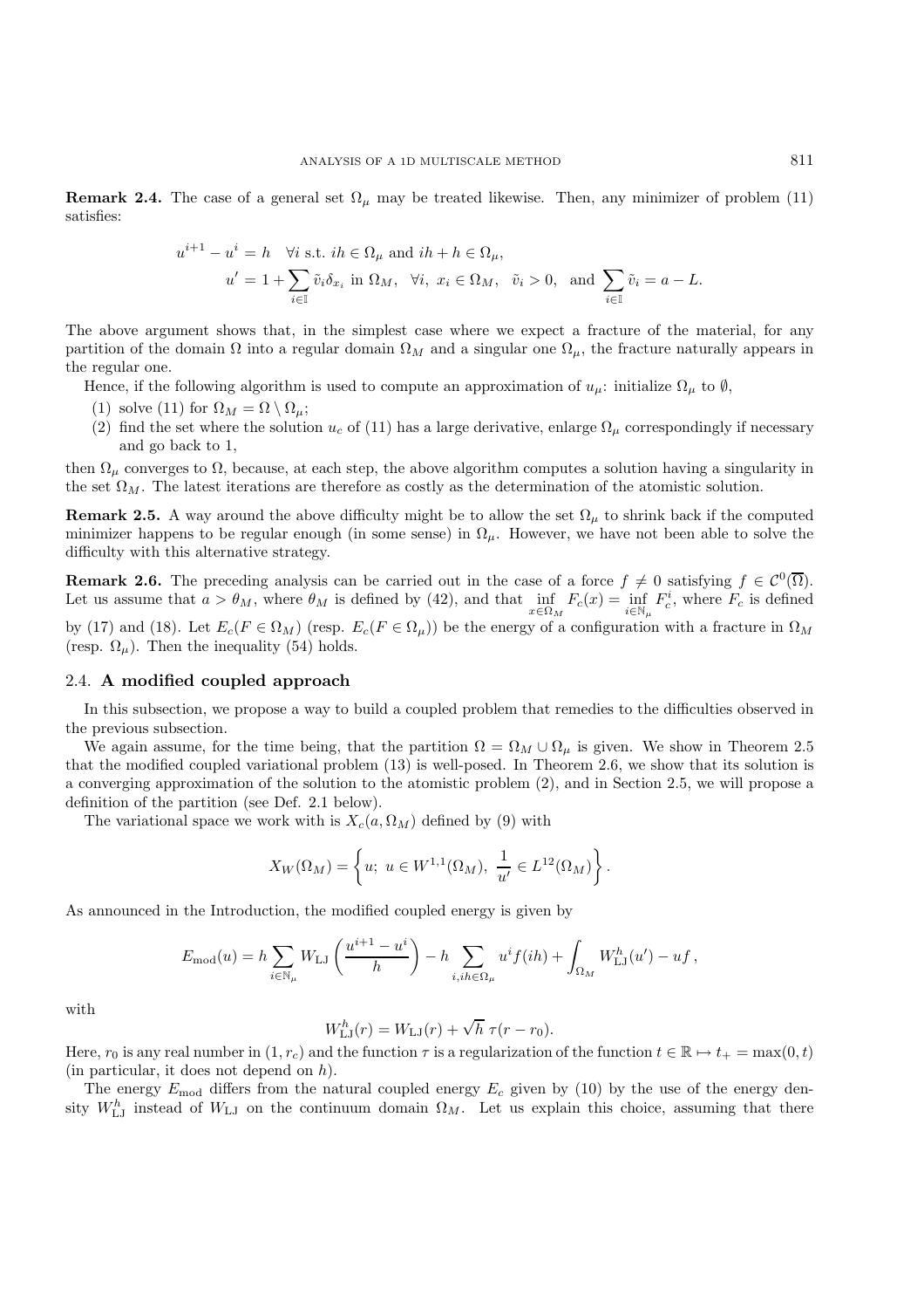**Remark 2.4.** The case of a general set $\Omega_\mu$ may be treated likewise. Then, any minimizer of problem (11) satisfies:

$$u^{i+1} - u^i = h \quad \forall i \text{ s.t. } ih \in \Omega_\mu \text{ and } ih + h \in \Omega_\mu,$$
$$u' = 1 + \sum_{i \in \mathbb{I}} \tilde{v}_i \delta_{x_i} \text{ in } \Omega_M, \quad \forall i, \; x_i \in \Omega_M, \quad \tilde{v}_i > 0, \quad \text{and } \sum_{i \in \mathbb{I}} \tilde{v}_i = a - L.$$

The above argument shows that, in the simplest case where we expect a fracture of the material, for any partition of the domain $\Omega$ into a regular domain $\Omega_M$ and a singular one $\Omega_\mu$, the fracture naturally appears in the regular one.

Hence, if the following algorithm is used to compute an approximation of $u_\mu$: initialize $\Omega_\mu$ to $\emptyset$,

1. solve (11) for $\Omega_M = \Omega \setminus \Omega_\mu$;
2. find the set where the solution $u_c$ of (11) has a large derivative, enlarge $\Omega_\mu$ correspondingly if necessary and go back to 1,

then $\Omega_\mu$ converges to $\Omega$, because, at each step, the above algorithm computes a solution having a singularity in the set $\Omega_M$. The latest iterations are therefore as costly as the determination of the atomistic solution.

**Remark 2.5.** A way around the above difficulty might be to allow the set $\Omega_\mu$ to shrink back if the computed minimizer happens to be regular enough (in some sense) in $\Omega_\mu$. However, we have not been able to solve the difficulty with this alternative strategy.

**Remark 2.6.** The preceding analysis can be carried out in the case of a force $f \neq 0$ satisfying $f \in \mathcal{C}^0(\overline{\Omega})$. Let us assume that $a > \theta_M$, where $\theta_M$ is defined by (42), and that $\inf\limits_{x \in \Omega_M} F_c(x) = \inf\limits_{i \in \mathbb{N}_\mu} F_c^i$, where $F_c$ is defined by (17) and (18). Let $E_c(F \in \Omega_M)$ (resp. $E_c(F \in \Omega_\mu)$) be the energy of a configuration with a fracture in $\Omega_M$ (resp. $\Omega_\mu$). Then the inequality (54) holds.

### 2.4. **A modified coupled approach**

In this subsection, we propose a way to build a coupled problem that remedies to the difficulties observed in the previous subsection.

We again assume, for the time being, that the partition $\Omega = \Omega_M \cup \Omega_\mu$ is given. We show in Theorem 2.5 that the modified coupled variational problem (13) is well-posed. In Theorem 2.6, we show that its solution is a converging approximation of the solution to the atomistic problem (2), and in Section 2.5, we will propose a definition of the partition (see Def. 2.1 below).

The variational space we work with is $X_c(a, \Omega_M)$ defined by (9) with

$$X_W(\Omega_M) = \left\{ u; \; u \in W^{1,1}(\Omega_M), \; \frac{1}{u'} \in L^{12}(\Omega_M) \right\}.$$

As announced in the Introduction, the modified coupled energy is given by

$$E_{\rm mod}(u) = h \sum_{i \in \mathbb{N}_\mu} W_{\rm LJ}\left(\frac{u^{i+1} - u^i}{h}\right) - h \sum_{i, ih \in \Omega_\mu} u^i f(ih) + \int_{\Omega_M} W^h_{\rm LJ}(u') - uf \, ,$$

with

$$W^h_{\rm LJ}(r) = W_{\rm LJ}(r) + \sqrt{h} \; \tau(r - r_0).$$

Here, $r_0$ is any real number in $(1, r_c)$ and the function $\tau$ is a regularization of the function $t \in \mathbb{R} \mapsto t_+ = \max(0, t)$ (in particular, it does not depend on $h$).

The energy $E_{\rm mod}$ differs from the natural coupled energy $E_c$ given by (10) by the use of the energy density $W^h_{\rm LJ}$ instead of $W_{\rm LJ}$ on the continuum domain $\Omega_M$. Let us explain this choice, assuming that there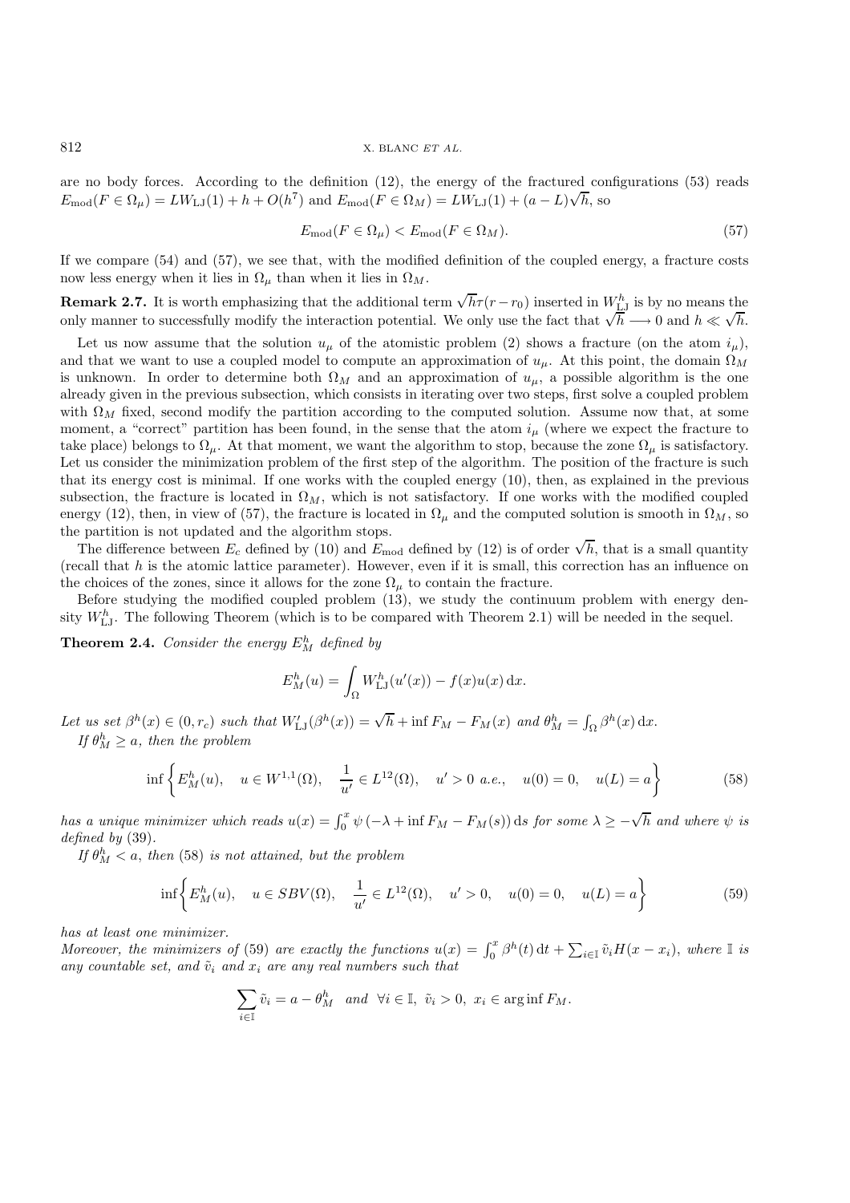are no body forces. According to the definition (12), the energy of the fractured configurations (53) reads $E_{\rm mod}(F \in \Omega_\mu) = LW_{\rm LJ}(1) + h + O(h^7)$ and $E_{\rm mod}(F \in \Omega_M) = LW_{\rm LJ}(1) + (a-L)\sqrt{h}$, so

$$E_{\rm mod}(F \in \Omega_\mu) < E_{\rm mod}(F \in \Omega_M). \tag{57}$$

If we compare (54) and (57), we see that, with the modified definition of the coupled energy, a fracture costs now less energy when it lies in $\Omega_\mu$ than when it lies in $\Omega_M$.

**Remark 2.7.** It is worth emphasizing that the additional term $\sqrt{h}\tau(r-r_0)$ inserted in $W_{\rm LJ}^h$ is by no means the only manner to successfully modify the interaction potential. We only use the fact that $\sqrt{h} \longrightarrow 0$ and $h \ll \sqrt{h}$.

Let us now assume that the solution $u_\mu$ of the atomistic problem (2) shows a fracture (on the atom $i_\mu$), and that we want to use a coupled model to compute an approximation of $u_\mu$. At this point, the domain $\Omega_M$ is unknown. In order to determine both $\Omega_M$ and an approximation of $u_\mu$, a possible algorithm is the one already given in the previous subsection, which consists in iterating over two steps, first solve a coupled problem with $\Omega_M$ fixed, second modify the partition according to the computed solution. Assume now that, at some moment, a "correct" partition has been found, in the sense that the atom $i_\mu$ (where we expect the fracture to take place) belongs to $\Omega_\mu$. At that moment, we want the algorithm to stop, because the zone $\Omega_\mu$ is satisfactory. Let us consider the minimization problem of the first step of the algorithm. The position of the fracture is such that its energy cost is minimal. If one works with the coupled energy (10), then, as explained in the previous subsection, the fracture is located in $\Omega_M$, which is not satisfactory. If one works with the modified coupled energy (12), then, in view of (57), the fracture is located in $\Omega_\mu$ and the computed solution is smooth in $\Omega_M$, so the partition is not updated and the algorithm stops.

The difference between $E_c$ defined by (10) and $E_{\rm mod}$ defined by (12) is of order $\sqrt{h}$, that is a small quantity (recall that $h$ is the atomic lattice parameter). However, even if it is small, this correction has an influence on the choices of the zones, since it allows for the zone $\Omega_\mu$ to contain the fracture.

Before studying the modified coupled problem (13), we study the continuum problem with energy density $W_{\rm LJ}^h$. The following Theorem (which is to be compared with Theorem 2.1) will be needed in the sequel.

**Theorem 2.4.** *Consider the energy $E_M^h$ defined by*

$$E_M^h(u) = \int_\Omega W_{\rm LJ}^h(u'(x)) - f(x)u(x)\,{\rm d}x.$$

*Let us set $\beta^h(x) \in (0, r_c)$ such that $W'_{\rm LJ}(\beta^h(x)) = \sqrt{h} + \inf F_M - F_M(x)$ and $\theta_M^h = \int_\Omega \beta^h(x)\,{\rm d}x$.*
*If $\theta_M^h \geq a$, then the problem*

$$\inf\left\{E_M^h(u), \quad u \in W^{1,1}(\Omega), \quad \frac{1}{u'} \in L^{12}(\Omega), \quad u' > 0 \ a.e., \quad u(0) = 0, \quad u(L) = a\right\} \tag{58}$$

*has a unique minimizer which reads $u(x) = \int_0^x \psi\left(-\lambda + \inf F_M - F_M(s)\right){\rm d}s$ for some $\lambda \geq -\sqrt{h}$ and where $\psi$ is defined by* (39).
*If $\theta_M^h < a$, then* (58) *is not attained, but the problem*

$$\inf\left\{E_M^h(u), \quad u \in SBV(\Omega), \quad \frac{1}{u'} \in L^{12}(\Omega), \quad u' > 0, \quad u(0) = 0, \quad u(L) = a\right\} \tag{59}$$

*has at least one minimizer.*
*Moreover, the minimizers of* (59) *are exactly the functions $u(x) = \int_0^x \beta^h(t)\,{\rm d}t + \sum_{i\in\mathbb{I}} \tilde{v}_i H(x - x_i)$, where $\mathbb{I}$ is any countable set, and $\tilde{v}_i$ and $x_i$ are any real numbers such that*

$$\sum_{i\in\mathbb{I}} \tilde{v}_i = a - \theta_M^h \quad \text{and} \quad \forall i \in \mathbb{I},\ \tilde{v}_i > 0,\ x_i \in \arg\inf F_M.$$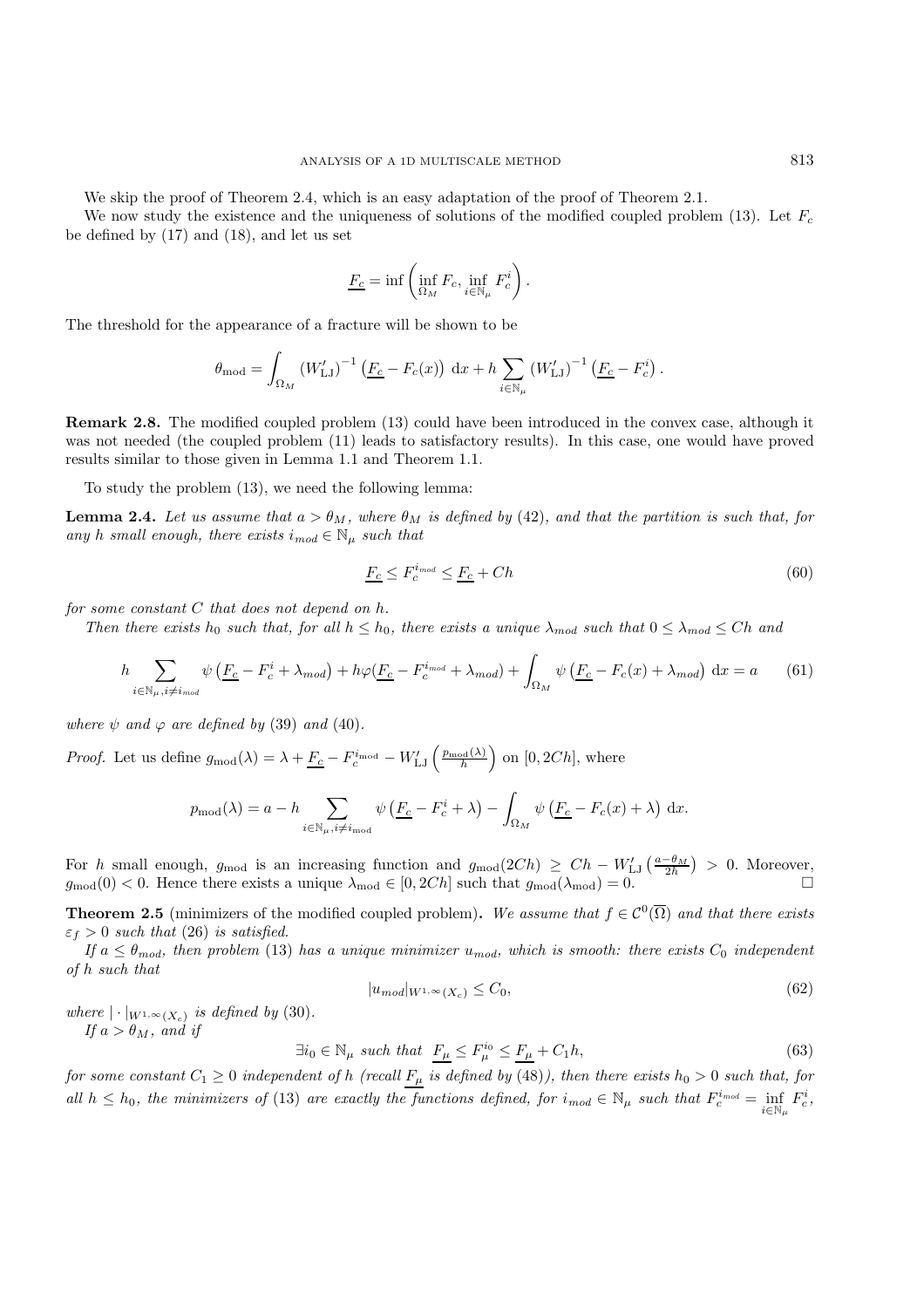We skip the proof of Theorem 2.4, which is an easy adaptation of the proof of Theorem 2.1.

We now study the existence and the uniqueness of solutions of the modified coupled problem (13). Let $F_c$ be defined by (17) and (18), and let us set

$$\underline{F_c} = \inf \left( \inf_{\Omega_M} F_c, \inf_{i \in \mathbb{N}_\mu} F_c^i \right).$$

The threshold for the appearance of a fracture will be shown to be

$$\theta_{\rm mod} = \int_{\Omega_M} \left(W'_{\rm LJ}\right)^{-1} \left( \underline{F_c} - F_c(x) \right) \, {\rm d}x + h \sum_{i \in \mathbb{N}_\mu} \left(W'_{\rm LJ}\right)^{-1} \left( \underline{F_c} - F_c^i \right).$$

**Remark 2.8.** The modified coupled problem (13) could have been introduced in the convex case, although it was not needed (the coupled problem (11) leads to satisfactory results). In this case, one would have proved results similar to those given in Lemma 1.1 and Theorem 1.1.

To study the problem (13), we need the following lemma:

**Lemma 2.4.** *Let us assume that $a > \theta_M$, where $\theta_M$ is defined by (42), and that the partition is such that, for any $h$ small enough, there exists $i_{mod} \in \mathbb{N}_\mu$ such that*

$$\underline{F_c} \leq F_c^{i_{mod}} \leq \underline{F_c} + Ch \tag{60}$$

*for some constant $C$ that does not depend on $h$.*

*Then there exists $h_0$ such that, for all $h \leq h_0$, there exists a unique $\lambda_{mod}$ such that $0 \leq \lambda_{mod} \leq Ch$ and*

$$h \sum_{i \in \mathbb{N}_\mu, i \neq i_{mod}} \psi \left( \underline{F_c} - F_c^i + \lambda_{mod} \right) + h \varphi (\underline{F_c} - F_c^{i_{mod}} + \lambda_{mod}) + \int_{\Omega_M} \psi \left( \underline{F_c} - F_c(x) + \lambda_{mod} \right) \, {\rm d}x = a \tag{61}$$

*where $\psi$ and $\varphi$ are defined by (39) and (40).*

*Proof.* Let us define $g_{\rm mod}(\lambda) = \lambda + \underline{F_c} - F_c^{i_{\rm mod}} - W'_{\rm LJ} \left( \frac{p_{\rm mod}(\lambda)}{h} \right)$ on $[0, 2Ch]$, where

$$p_{\rm mod}(\lambda) = a - h \sum_{i \in \mathbb{N}_\mu, i \neq i_{\rm mod}} \psi \left( \underline{F_c} - F_c^i + \lambda \right) - \int_{\Omega_M} \psi \left( \underline{F_c} - F_c(x) + \lambda \right) \, {\rm d}x.$$

For $h$ small enough, $g_{\rm mod}$ is an increasing function and $g_{\rm mod}(2Ch) \geq Ch - W'_{\rm LJ} \left( \frac{a - \theta_M}{2h} \right) > 0$. Moreover, $g_{\rm mod}(0) < 0$. Hence there exists a unique $\lambda_{\rm mod} \in [0, 2Ch]$ such that $g_{\rm mod}(\lambda_{\rm mod}) = 0$. □

**Theorem 2.5** (minimizers of the modified coupled problem)**.** *We assume that $f \in \mathcal{C}^0(\overline{\Omega})$ and that there exists $\varepsilon_f > 0$ such that (26) is satisfied.*

*If $a \leq \theta_{mod}$, then problem (13) has a unique minimizer $u_{mod}$, which is smooth: there exists $C_0$ independent of $h$ such that*

$$|u_{mod}|_{W^{1,\infty}(X_c)} \leq C_0, \tag{62}$$

*where $| \cdot |_{W^{1,\infty}(X_c)}$ is defined by (30).*

*If $a > \theta_M$, and if*

$$\exists i_0 \in \mathbb{N}_\mu \text{ such that } \underline{F_\mu} \leq F_\mu^{i_0} \leq \underline{F_\mu} + C_1 h, \tag{63}$$

*for some constant $C_1 \geq 0$ independent of $h$ (recall $\underline{F_\mu}$ is defined by (48)), then there exists $h_0 > 0$ such that, for all $h \leq h_0$, the minimizers of (13) are exactly the functions defined, for $i_{mod} \in \mathbb{N}_\mu$ such that $F_c^{i_{mod}} = \inf\limits_{i \in \mathbb{N}_\mu} F_c^i$,*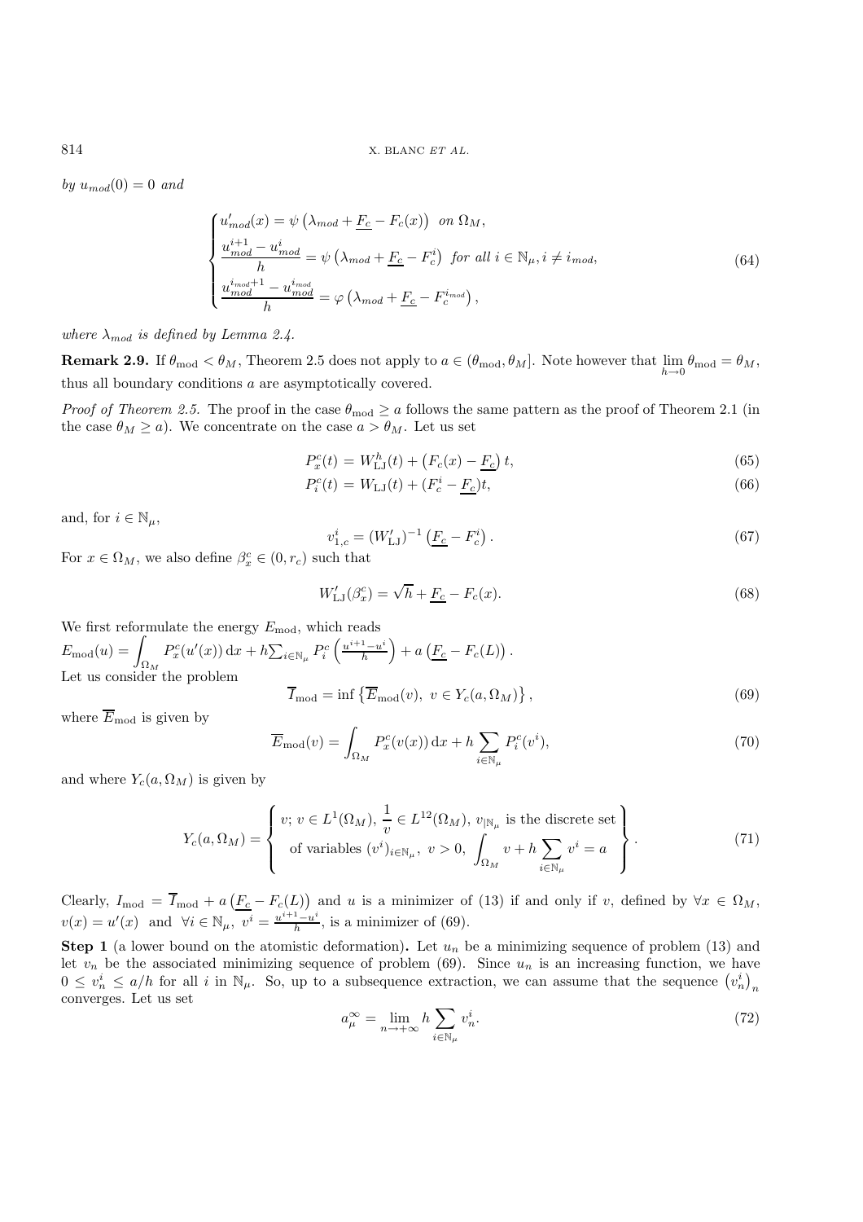*by* $u_{mod}(0) = 0$ *and*

$$
\begin{cases}
u'_{mod}(x) = \psi\left(\lambda_{mod} + \underline{F_c} - F_c(x)\right) \ \text{ on } \Omega_M, \\
\dfrac{u^{i+1}_{mod} - u^i_{mod}}{h} = \psi\left(\lambda_{mod} + \underline{F_c} - F^i_c\right) \ \text{ for all } i \in \mathbb{N}_\mu, i \neq i_{mod}, \\
\dfrac{u^{i_{mod}+1}_{mod} - u^{i_{mod}}_{mod}}{h} = \varphi\left(\lambda_{mod} + \underline{F_c} - F^{i_{mod}}_c\right),
\end{cases}
\tag{64}
$$

*where* $\lambda_{mod}$ *is defined by Lemma 2.4.*

**Remark 2.9.** If $\theta_{\rm mod} < \theta_M$, Theorem 2.5 does not apply to $a \in (\theta_{\rm mod}, \theta_M]$. Note however that $\lim\limits_{h\to 0} \theta_{\rm mod} = \theta_M$, thus all boundary conditions $a$ are asymptotically covered.

*Proof of Theorem 2.5.* The proof in the case $\theta_{\rm mod} \geq a$ follows the same pattern as the proof of Theorem 2.1 (in the case $\theta_M \geq a$). We concentrate on the case $a > \theta_M$. Let us set

$$
P^c_x(t) = W^h_{\rm LJ}(t) + \left(F_c(x) - \underline{F_c}\right) t, \tag{65}
$$

$$
P^c_i(t) = W_{\rm LJ}(t) + (F^i_c - \underline{F_c}) t, \tag{66}
$$

and, for $i \in \mathbb{N}_\mu$,

$$
v^i_{1,c} = (W'_{\rm LJ})^{-1}\left(\underline{F_c} - F^i_c\right). \tag{67}
$$

For $x \in \Omega_M$, we also define $\beta^c_x \in (0, r_c)$ such that

$$
W'_{\rm LJ}(\beta^c_x) = \sqrt{h} + \underline{F_c} - F_c(x). \tag{68}
$$

We first reformulate the energy $E_{\rm mod}$, which reads
$E_{\rm mod}(u) = \displaystyle\int_{\Omega_M} P^c_x(u'(x))\,\mathrm{d}x + h \sum_{i\in\mathbb{N}_\mu} P^c_i\left(\frac{u^{i+1}-u^i}{h}\right) + a\left(\underline{F_c} - F_c(L)\right).$
Let us consider the problem

$$
\overline{I}_{\rm mod} = \inf\left\{\overline{E}_{\rm mod}(v),\ v \in Y_c(a, \Omega_M)\right\}, \tag{69}
$$

where $\overline{E}_{\rm mod}$ is given by

$$
\overline{E}_{\rm mod}(v) = \int_{\Omega_M} P^c_x(v(x))\,\mathrm{d}x + h \sum_{i\in\mathbb{N}_\mu} P^c_i(v^i), \tag{70}
$$

and where $Y_c(a, \Omega_M)$ is given by

$$
Y_c(a, \Omega_M) = \left\{
\begin{array}{c}
v;\ v \in L^1(\Omega_M),\ \dfrac{1}{v} \in L^{12}(\Omega_M),\ v_{|\mathbb{N}_\mu} \text{ is the discrete set} \\
\text{of variables } (v^i)_{i\in\mathbb{N}_\mu},\ v > 0,\ \displaystyle\int_{\Omega_M} v + h\sum_{i\in\mathbb{N}_\mu} v^i = a
\end{array}
\right\}. \tag{71}
$$

Clearly, $I_{\rm mod} = \overline{I}_{\rm mod} + a\left(\underline{F_c} - F_c(L)\right)$ and $u$ is a minimizer of (13) if and only if $v$, defined by $\forall x \in \Omega_M$, $v(x) = u'(x)$ and $\forall i \in \mathbb{N}_\mu$, $v^i = \frac{u^{i+1}-u^i}{h}$, is a minimizer of (69).

**Step 1** (a lower bound on the atomistic deformation)**.** Let $u_n$ be a minimizing sequence of problem (13) and let $v_n$ be the associated minimizing sequence of problem (69). Since $u_n$ is an increasing function, we have $0 \leq v^i_n \leq a/h$ for all $i$ in $\mathbb{N}_\mu$. So, up to a subsequence extraction, we can assume that the sequence $\left(v^i_n\right)_n$ converges. Let us set

$$
a^\infty_\mu = \lim_{n\to+\infty} h \sum_{i\in\mathbb{N}_\mu} v^i_n. \tag{72}
$$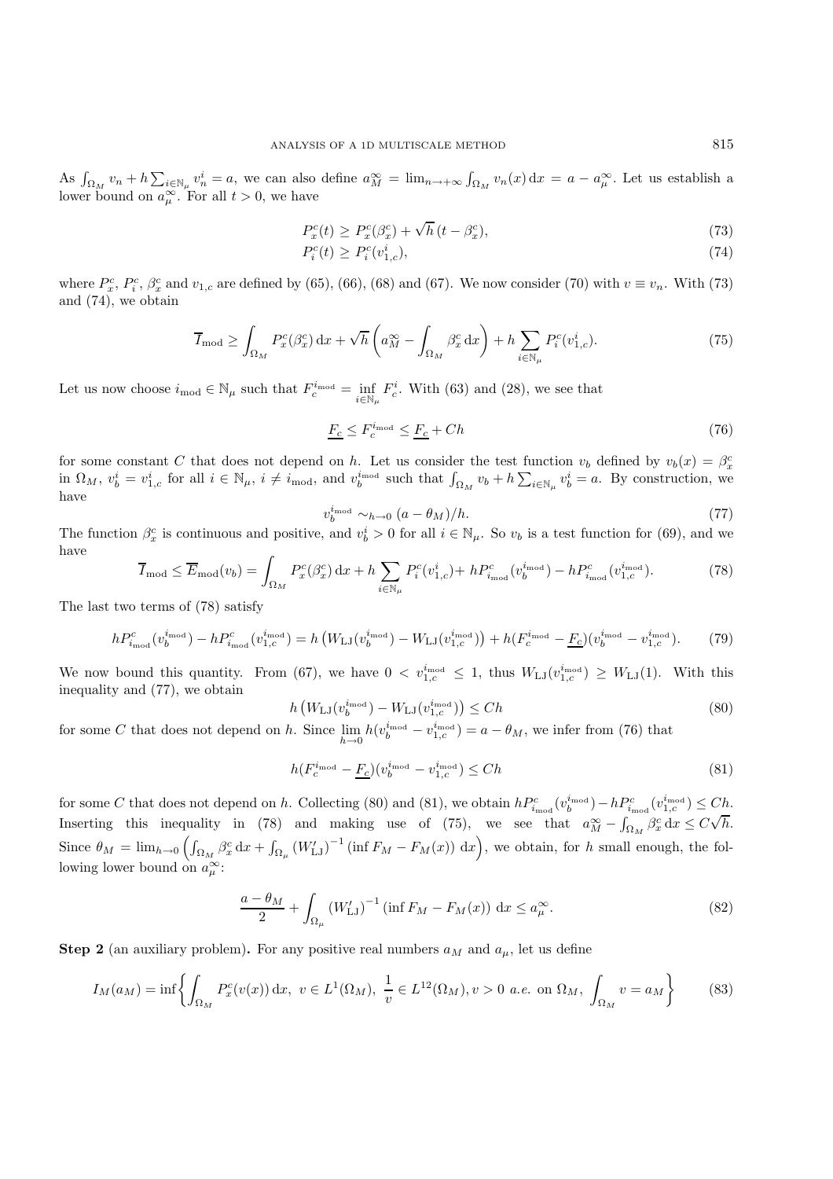As $\int_{\Omega_M} v_n + h \sum_{i\in\mathbb{N}_\mu} v_n^i = a$, we can also define $a_M^\infty = \lim_{n\to+\infty} \int_{\Omega_M} v_n(x)\,\mathrm{d}x = a - a_\mu^\infty$. Let us establish a lower bound on $a_\mu^\infty$. For all $t > 0$, we have

$$P_x^c(t) \geq P_x^c(\beta_x^c) + \sqrt{h}\,(t - \beta_x^c), \tag{73}$$

$$P_i^c(t) \geq P_i^c(v_{1,c}^i), \tag{74}$$

where $P_x^c$, $P_i^c$, $\beta_x^c$ and $v_{1,c}$ are defined by (65), (66), (68) and (67). We now consider (70) with $v \equiv v_n$. With (73) and (74), we obtain

$$\overline{I}_{\mathrm{mod}} \geq \int_{\Omega_M} P_x^c(\beta_x^c)\,\mathrm{d}x + \sqrt{h}\left(a_M^\infty - \int_{\Omega_M} \beta_x^c\,\mathrm{d}x\right) + h \sum_{i\in\mathbb{N}_\mu} P_i^c(v_{1,c}^i). \tag{75}$$

Let us now choose $i_{\mathrm{mod}} \in \mathbb{N}_\mu$ such that $F_c^{i_{\mathrm{mod}}} = \inf_{i\in\mathbb{N}_\mu} F_c^i$. With (63) and (28), we see that

$$\underline{F_c} \leq F_c^{i_{\mathrm{mod}}} \leq \underline{F_c} + Ch \tag{76}$$

for some constant $C$ that does not depend on $h$. Let us consider the test function $v_b$ defined by $v_b(x) = \beta_x^c$ in $\Omega_M$, $v_b^i = v_{1,c}^i$ for all $i \in \mathbb{N}_\mu$, $i \neq i_{\mathrm{mod}}$, and $v_b^{i_{\mathrm{mod}}}$ such that $\int_{\Omega_M} v_b + h\sum_{i\in\mathbb{N}_\mu} v_b^i = a$. By construction, we have

$$v_b^{i_{\mathrm{mod}}} \sim_{h\to 0} (a - \theta_M)/h. \tag{77}$$

The function $\beta_x^c$ is continuous and positive, and $v_b^i > 0$ for all $i \in \mathbb{N}_\mu$. So $v_b$ is a test function for (69), and we have

$$\overline{I}_{\mathrm{mod}} \leq \overline{E}_{\mathrm{mod}}(v_b) = \int_{\Omega_M} P_x^c(\beta_x^c)\,\mathrm{d}x + h\sum_{i\in\mathbb{N}_\mu} P_i^c(v_{1,c}^i) + hP_{i_{\mathrm{mod}}}^c(v_b^{i_{\mathrm{mod}}}) - hP_{i_{\mathrm{mod}}}^c(v_{1,c}^{i_{\mathrm{mod}}}). \tag{78}$$

The last two terms of (78) satisfy

$$hP_{i_{\mathrm{mod}}}^c(v_b^{i_{\mathrm{mod}}}) - hP_{i_{\mathrm{mod}}}^c(v_{1,c}^{i_{\mathrm{mod}}}) = h\left(W_{\mathrm{LJ}}(v_b^{i_{\mathrm{mod}}}) - W_{\mathrm{LJ}}(v_{1,c}^{i_{\mathrm{mod}}})\right) + h(F_c^{i_{\mathrm{mod}}} - \underline{F_c})(v_b^{i_{\mathrm{mod}}} - v_{1,c}^{i_{\mathrm{mod}}}). \tag{79}$$

We now bound this quantity. From (67), we have $0 < v_{1,c}^{i_{\mathrm{mod}}} \leq 1$, thus $W_{\mathrm{LJ}}(v_{1,c}^{i_{\mathrm{mod}}}) \geq W_{\mathrm{LJ}}(1)$. With this inequality and (77), we obtain

$$h\left(W_{\mathrm{LJ}}(v_b^{i_{\mathrm{mod}}}) - W_{\mathrm{LJ}}(v_{1,c}^{i_{\mathrm{mod}}})\right) \leq Ch \tag{80}$$

for some $C$ that does not depend on $h$. Since $\lim_{h\to 0} h(v_b^{i_{\mathrm{mod}}} - v_{1,c}^{i_{\mathrm{mod}}}) = a - \theta_M$, we infer from (76) that

$$h(F_c^{i_{\mathrm{mod}}} - \underline{F_c})(v_b^{i_{\mathrm{mod}}} - v_{1,c}^{i_{\mathrm{mod}}}) \leq Ch \tag{81}$$

for some $C$ that does not depend on $h$. Collecting (80) and (81), we obtain $hP_{i_{\mathrm{mod}}}^c(v_b^{i_{\mathrm{mod}}}) - hP_{i_{\mathrm{mod}}}^c(v_{1,c}^{i_{\mathrm{mod}}}) \leq Ch$. Inserting this inequality in (78) and making use of (75), we see that $a_M^\infty - \int_{\Omega_M} \beta_x^c\,\mathrm{d}x \leq C\sqrt{h}$. Since $\theta_M = \lim_{h\to 0}\left(\int_{\Omega_M} \beta_x^c\,\mathrm{d}x + \int_{\Omega_\mu} (W_{\mathrm{LJ}}')^{-1}(\inf F_M - F_M(x))\,\mathrm{d}x\right)$, we obtain, for $h$ small enough, the following lower bound on $a_\mu^\infty$:

$$\frac{a - \theta_M}{2} + \int_{\Omega_\mu} (W_{\mathrm{LJ}}')^{-1}(\inf F_M - F_M(x))\,\mathrm{d}x \leq a_\mu^\infty. \tag{82}$$

**Step 2** (an auxiliary problem)**.** For any positive real numbers $a_M$ and $a_\mu$, let us define

$$I_M(a_M) = \inf\left\{\int_{\Omega_M} P_x^c(v(x))\,\mathrm{d}x,\ v \in L^1(\Omega_M),\ \frac{1}{v} \in L^{12}(\Omega_M), v > 0 \ a.e. \text{ on } \Omega_M,\ \int_{\Omega_M} v = a_M\right\} \tag{83}$$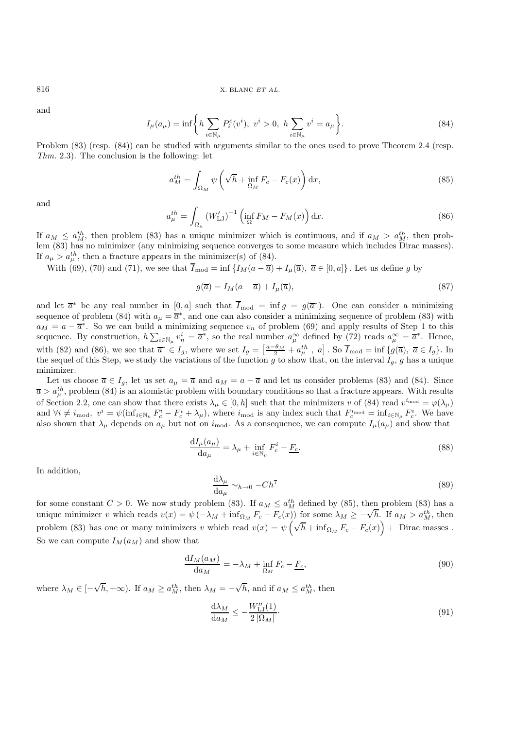and

$$I_\mu(a_\mu) = \inf\left\{ h \sum_{i\in\mathbb{N}_\mu} P_i^c(v^i),\ v^i > 0,\ h \sum_{i\in\mathbb{N}_\mu} v^i = a_\mu \right\}. \tag{84}$$

Problem (83) (resp. (84)) can be studied with arguments similar to the ones used to prove Theorem 2.4 (resp. *Thm.* 2.3). The conclusion is the following: let

$$a_M^{th} = \int_{\Omega_M} \psi\left(\sqrt{h} + \inf_{\Omega_M} F_c - F_c(x)\right) \mathrm{d}x, \tag{85}$$

and

$$a_\mu^{th} = \int_{\Omega_\mu} \left(W'_{\mathrm{LJ}}\right)^{-1} \left(\inf_{\Omega} F_M - F_M(x)\right) \mathrm{d}x. \tag{86}$$

If $a_M \le a_M^{th}$, then problem (83) has a unique minimizer which is continuous, and if $a_M > a_M^{th}$, then problem (83) has no minimizer (any minimizing sequence converges to some measure which includes Dirac masses). If $a_\mu > a_\mu^{th}$, then a fracture appears in the minimizer(s) of (84).

With (69), (70) and (71), we see that $\overline{I}_{\mathrm{mod}} = \inf\left\{ I_M(a - \overline{a}) + I_\mu(\overline{a}),\ \overline{a} \in [0, a]\right\}$. Let us define $g$ by

$$g(\overline{a}) = I_M(a - \overline{a}) + I_\mu(\overline{a}), \tag{87}$$

and let $\overline{a}^*$ be any real number in $[0, a]$ such that $\overline{I}_{\mathrm{mod}} = \inf g = g(\overline{a}^*)$. One can consider a minimizing sequence of problem (84) with $a_\mu = \overline{a}^*$, and one can also consider a minimizing sequence of problem (83) with $a_M = a - \overline{a}^*$. So we can build a minimizing sequence $v_n$ of problem (69) and apply results of Step 1 to this sequence. By construction, $h \sum_{i\in\mathbb{N}_\mu} v_n^i = \overline{a}^*$, so the real number $a_\mu^\infty$ defined by (72) reads $a_\mu^\infty = \overline{a}^*$. Hence, with (82) and (86), we see that $\overline{a}^* \in I_g$, where we set $I_g = \left[\frac{a - \theta_M}{2} + a_\mu^{th}\ ,\ a\right]$. So $\overline{I}_{\mathrm{mod}} = \inf\left\{ g(\overline{a}),\ \overline{a} \in I_g\right\}$. In the sequel of this Step, we study the variations of the function $g$ to show that, on the interval $I_g$, $g$ has a unique minimizer.

Let us choose $\overline{a} \in I_g$, let us set $a_\mu = \overline{a}$ and $a_M = a - \overline{a}$ and let us consider problems (83) and (84). Since $\overline{a} > a_\mu^{th}$, problem (84) is an atomistic problem with boundary conditions so that a fracture appears. With results of Section 2.2, one can show that there exists $\lambda_\mu \in [0, h]$ such that the minimizers $v$ of (84) read $v^{i_{\mathrm{mod}}} = \varphi(\lambda_\mu)$ and $\forall i \neq i_{\mathrm{mod}},\ v^i = \psi(\inf_{i\in\mathbb{N}_\mu} F_c^i - F_c^i + \lambda_\mu)$, where $i_{\mathrm{mod}}$ is any index such that $F_c^{i_{\mathrm{mod}}} = \inf_{i\in\mathbb{N}_\mu} F_c^i$. We have also shown that $\lambda_\mu$ depends on $a_\mu$ but not on $i_{\mathrm{mod}}$. As a consequence, we can compute $I_\mu(a_\mu)$ and show that

$$\frac{\mathrm{d}I_\mu(a_\mu)}{\mathrm{d}a_\mu} = \lambda_\mu + \inf_{i\in\mathbb{N}_\mu} F_c^i - \underline{F_c}. \tag{88}$$

In addition,

$$\frac{\mathrm{d}\lambda_\mu}{\mathrm{d}a_\mu} \sim_{h\to 0} -Ch^7 \tag{89}$$

for some constant $C > 0$. We now study problem (83). If $a_M \le a_M^{th}$ defined by (85), then problem (83) has a unique minimizer $v$ which reads $v(x) = \psi\left(-\lambda_M + \inf_{\Omega_M} F_c - F_c(x)\right)$ for some $\lambda_M \ge -\sqrt{h}$. If $a_M > a_M^{th}$, then problem (83) has one or many minimizers $v$ which read $v(x) = \psi\left(\sqrt{h} + \inf_{\Omega_M} F_c - F_c(x)\right) +$ Dirac masses. So we can compute $I_M(a_M)$ and show that

$$\frac{\mathrm{d}I_M(a_M)}{\mathrm{d}a_M} = -\lambda_M + \inf_{\Omega_M} F_c - \underline{F_c}, \tag{90}$$

where $\lambda_M \in [-\sqrt{h}, +\infty)$. If $a_M \ge a_M^{th}$, then $\lambda_M = -\sqrt{h}$, and if $a_M \le a_M^{th}$, then

$$\frac{\mathrm{d}\lambda_M}{\mathrm{d}a_M} \le -\frac{W''_{\mathrm{LJ}}(1)}{2\,|\Omega_M|}\cdot \tag{91}$$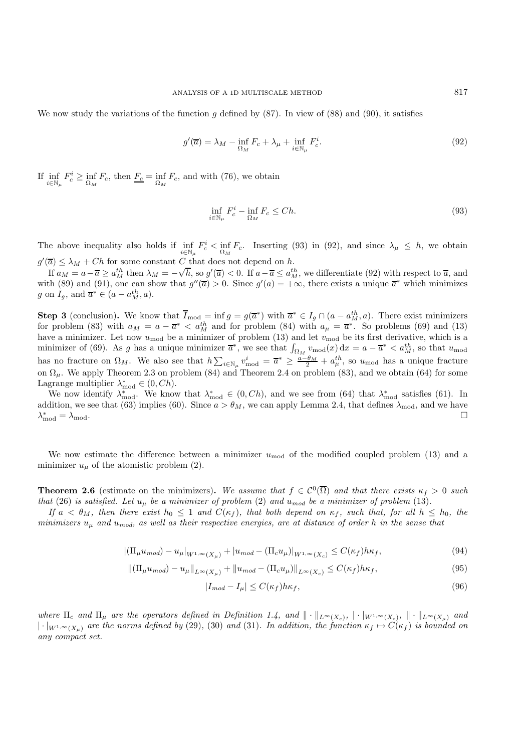We now study the variations of the function $g$ defined by (87). In view of (88) and (90), it satisfies

$$g'(\overline{a}) = \lambda_M - \inf_{\Omega_M} F_c + \lambda_\mu + \inf_{i\in\mathbb{N}_\mu} F_c^i. \tag{92}$$

If $\inf\limits_{i\in\mathbb{N}_\mu} F_c^i \geq \inf\limits_{\Omega_M} F_c$, then $\underline{F_c} = \inf\limits_{\Omega_M} F_c$, and with (76), we obtain

$$\inf_{i\in\mathbb{N}_\mu} F_c^i - \inf_{\Omega_M} F_c \leq Ch. \tag{93}$$

The above inequality also holds if $\inf\limits_{i\in\mathbb{N}_\mu} F_c^i < \inf\limits_{\Omega_M} F_c$. Inserting (93) in (92), and since $\lambda_\mu \leq h$, we obtain $g'(\overline{a}) \leq \lambda_M + Ch$ for some constant $C$ that does not depend on $h$.

If $a_M = a - \overline{a} \geq a_M^{th}$ then $\lambda_M = -\sqrt{h}$, so $g'(\overline{a}) < 0$. If $a - \overline{a} \leq a_M^{th}$, we differentiate (92) with respect to $\overline{a}$, and with (89) and (91), one can show that $g''(\overline{a}) > 0$. Since $g'(a) = +\infty$, there exists a unique $\overline{a}^*$ which minimizes $g$ on $I_g$, and $\overline{a}^* \in (a - a_M^{th}, a)$.

**Step 3** (conclusion)**.** We know that $\overline{I}_{\rm mod} = \inf g = g(\overline{a}^*)$ with $\overline{a}^* \in I_g \cap (a - a_M^{th}, a)$. There exist minimizers for problem (83) with $a_M = a - \overline{a}^* < a_M^{th}$ and for problem (84) with $a_\mu = \overline{a}^*$. So problems (69) and (13) have a minimizer. Let now $u_{\rm mod}$ be a minimizer of problem (13) and let $v_{\rm mod}$ be its first derivative, which is a minimizer of (69). As $g$ has a unique minimizer $\overline{a}^*$, we see that $\int_{\Omega_M} v_{\rm mod}(x)\,{\rm d}x = a - \overline{a}^* < a_M^{th}$, so that $u_{\rm mod}$ has no fracture on $\Omega_M$. We also see that $h\sum_{i\in\mathbb{N}_\mu} v_{\rm mod}^i = \overline{a}^* \geq \frac{a-\theta_M}{2} + a_\mu^{th}$, so $u_{\rm mod}$ has a unique fracture on $\Omega_\mu$. We apply Theorem 2.3 on problem (84) and Theorem 2.4 on problem (83), and we obtain (64) for some Lagrange multiplier $\lambda_{\rm mod}^* \in (0, Ch)$.

We now identify $\lambda_{\rm mod}^*$. We know that $\lambda_{\rm mod}^* \in (0, Ch)$, and we see from (64) that $\lambda_{\rm mod}^*$ satisfies (61). In addition, we see that (63) implies (60). Since $a > \theta_M$, we can apply Lemma 2.4, that defines $\lambda_{\rm mod}$, and we have $\lambda_{\rm mod}^* = \lambda_{\rm mod}$. $\square$

We now estimate the difference between a minimizer $u_{\rm mod}$ of the modified coupled problem (13) and a minimizer $u_\mu$ of the atomistic problem (2).

**Theorem 2.6** (estimate on the minimizers)**.** *We assume that $f \in \mathcal{C}^0(\overline{\Omega})$ and that there exists $\kappa_f > 0$ such that (26) is satisfied. Let $u_\mu$ be a minimizer of problem (2) and $u_{mod}$ be a minimizer of problem (13).*

*If $a < \theta_M$, then there exist $h_0 \leq 1$ and $C(\kappa_f)$, that both depend on $\kappa_f$, such that, for all $h \leq h_0$, the minimizers $u_\mu$ and $u_{mod}$, as well as their respective energies, are at distance of order $h$ in the sense that*

$$|(\Pi_\mu u_{mod}) - u_\mu|_{W^{1,\infty}(X_\mu)} + |u_{mod} - (\Pi_c u_\mu)|_{W^{1,\infty}(X_c)} \leq C(\kappa_f) h \kappa_f, \tag{94}$$

$$\|(\Pi_\mu u_{mod}) - u_\mu\|_{L^\infty(X_\mu)} + \|u_{mod} - (\Pi_c u_\mu)\|_{L^\infty(X_c)} \leq C(\kappa_f) h \kappa_f, \tag{95}$$

$$|I_{mod} - I_\mu| \leq C(\kappa_f) h \kappa_f, \tag{96}$$

*where $\Pi_c$ and $\Pi_\mu$ are the operators defined in Definition 1.4, and $\|\cdot\|_{L^\infty(X_c)}$, $|\cdot|_{W^{1,\infty}(X_c)}$, $\|\cdot\|_{L^\infty(X_\mu)}$ and $|\cdot|_{W^{1,\infty}(X_\mu)}$ are the norms defined by (29), (30) and (31). In addition, the function $\kappa_f \mapsto C(\kappa_f)$ is bounded on any compact set.*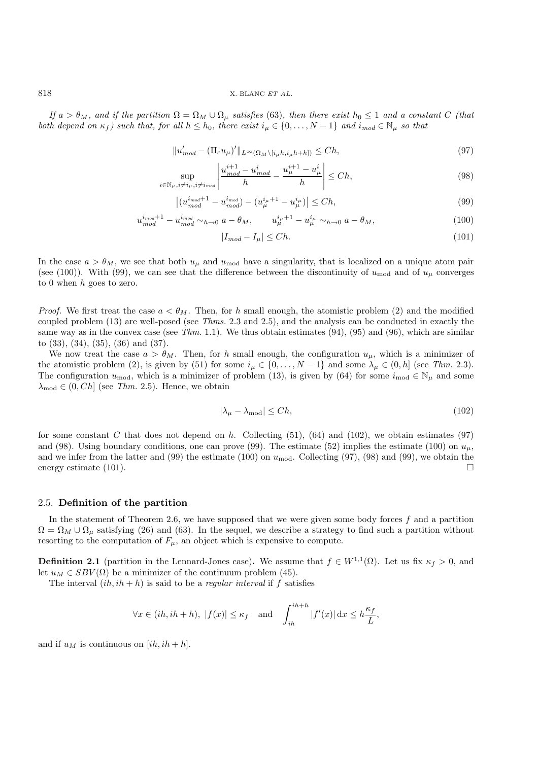*If $a > \theta_M$, and if the partition $\Omega = \Omega_M \cup \Omega_\mu$ satisfies* (63)*, then there exist $h_0 \leq 1$ and a constant $C$ (that both depend on $\kappa_f$) such that, for all $h \leq h_0$, there exist $i_\mu \in \{0, \ldots, N-1\}$ and $i_{mod} \in \mathbb{N}_\mu$ so that*

$$\|u'_{mod} - (\Pi_c u_\mu)'\|_{L^\infty(\Omega_M \setminus [i_\mu h, i_\mu h + h])} \leq Ch, \tag{97}$$

$$\sup_{i \in \mathbb{N}_\mu, i \neq i_\mu, i \neq i_{mod}} \left| \frac{u^{i+1}_{mod} - u^i_{mod}}{h} - \frac{u^{i+1}_\mu - u^i_\mu}{h} \right| \leq Ch, \tag{98}$$

$$\left| (u^{i_{mod}+1}_{mod} - u^{i_{mod}}_{mod}) - (u^{i_\mu+1}_\mu - u^{i_\mu}_\mu) \right| \leq Ch, \tag{99}$$

$$u^{i_{mod}+1}_{mod} - u^{i_{mod}}_{mod} \sim_{h \to 0} a - \theta_M, \qquad u^{i_\mu+1}_\mu - u^{i_\mu}_\mu \sim_{h \to 0} a - \theta_M, \tag{100}$$

$$|I_{mod} - I_\mu| \leq Ch. \tag{101}$$

In the case $a > \theta_M$, we see that both $u_\mu$ and $u_{\mathrm{mod}}$ have a singularity, that is localized on a unique atom pair (see (100)). With (99), we can see that the difference between the discontinuity of $u_{\mathrm{mod}}$ and of $u_\mu$ converges to 0 when $h$ goes to zero.

*Proof.* We first treat the case $a < \theta_M$. Then, for $h$ small enough, the atomistic problem (2) and the modified coupled problem (13) are well-posed (see *Thms.* 2.3 and 2.5), and the analysis can be conducted in exactly the same way as in the convex case (see *Thm.* 1.1). We thus obtain estimates (94), (95) and (96), which are similar to (33), (34), (35), (36) and (37).

We now treat the case $a > \theta_M$. Then, for $h$ small enough, the configuration $u_\mu$, which is a minimizer of the atomistic problem (2), is given by (51) for some $i_\mu \in \{0, \ldots, N-1\}$ and some $\lambda_\mu \in (0, h]$ (see *Thm.* 2.3). The configuration $u_{\mathrm{mod}}$, which is a minimizer of problem (13), is given by (64) for some $i_{\mathrm{mod}} \in \mathbb{N}_\mu$ and some $\lambda_{\mathrm{mod}} \in (0, Ch]$ (see *Thm.* 2.5). Hence, we obtain

$$|\lambda_\mu - \lambda_{\mathrm{mod}}| \leq Ch, \tag{102}$$

for some constant $C$ that does not depend on $h$. Collecting (51), (64) and (102), we obtain estimates (97) and (98). Using boundary conditions, one can prove (99). The estimate (52) implies the estimate (100) on $u_\mu$, and we infer from the latter and (99) the estimate (100) on $u_{\mathrm{mod}}$. Collecting (97), (98) and (99), we obtain the energy estimate (101). □

### 2.5. **Definition of the partition**

In the statement of Theorem 2.6, we have supposed that we were given some body forces $f$ and a partition $\Omega = \Omega_M \cup \Omega_\mu$ satisfying (26) and (63). In the sequel, we describe a strategy to find such a partition without resorting to the computation of $F_\mu$, an object which is expensive to compute.

**Definition 2.1** (partition in the Lennard-Jones case)**.** We assume that $f \in W^{1,1}(\Omega)$. Let us fix $\kappa_f > 0$, and let $u_M \in SBV(\Omega)$ be a minimizer of the continuum problem (45).

The interval $(ih, ih+h)$ is said to be a *regular interval* if $f$ satisfies

$$\forall x \in (ih, ih+h),\ |f(x)| \leq \kappa_f \quad \text{and} \quad \int_{ih}^{ih+h} |f'(x)|\,\mathrm{d}x \leq h\frac{\kappa_f}{L},$$

and if $u_M$ is continuous on $[ih, ih+h]$.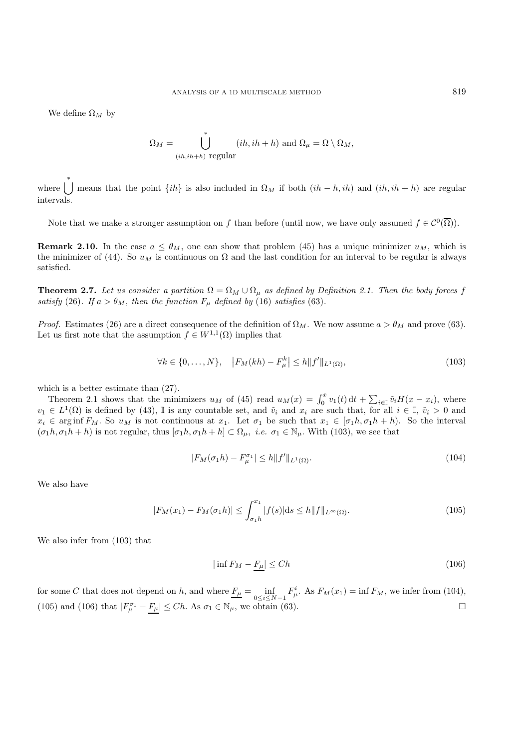We define $\Omega_M$ by

$$\Omega_M = \bigcup_{(ih,ih+h) \text{ regular}}^{*} (ih, ih+h) \text{ and } \Omega_\mu = \Omega \setminus \Omega_M,$$

where $\bigcup^{*}$ means that the point $\{ih\}$ is also included in $\Omega_M$ if both $(ih-h, ih)$ and $(ih, ih+h)$ are regular intervals.

Note that we make a stronger assumption on $f$ than before (until now, we have only assumed $f \in \mathcal{C}^0(\overline{\Omega})$).

**Remark 2.10.** In the case $a \leq \theta_M$, one can show that problem (45) has a unique minimizer $u_M$, which is the minimizer of (44). So $u_M$ is continuous on $\Omega$ and the last condition for an interval to be regular is always satisfied.

**Theorem 2.7.** *Let us consider a partition $\Omega = \Omega_M \cup \Omega_\mu$ as defined by Definition 2.1. Then the body forces $f$ satisfy* (26)*. If $a > \theta_M$, then the function $F_\mu$ defined by* (16) *satisfies* (63)*.*

*Proof.* Estimates (26) are a direct consequence of the definition of $\Omega_M$. We now assume $a > \theta_M$ and prove (63). Let us first note that the assumption $f \in W^{1,1}(\Omega)$ implies that

$$\forall k \in \{0, \ldots, N\}, \quad \left| F_M(kh) - F_\mu^k \right| \leq h \|f'\|_{L^1(\Omega)}, \tag{103}$$

which is a better estimate than (27).

Theorem 2.1 shows that the minimizers $u_M$ of (45) read $u_M(x) = \int_0^x v_1(t)\,\mathrm{d}t + \sum_{i \in \mathbb{I}} \tilde{v}_i H(x - x_i)$, where $v_1 \in L^1(\Omega)$ is defined by (43), $\mathbb{I}$ is any countable set, and $\tilde{v}_i$ and $x_i$ are such that, for all $i \in \mathbb{I}$, $\tilde{v}_i > 0$ and $x_i \in \arg\inf F_M$. So $u_M$ is not continuous at $x_1$. Let $\sigma_1$ be such that $x_1 \in [\sigma_1 h, \sigma_1 h + h)$. So the interval $(\sigma_1 h, \sigma_1 h + h)$ is not regular, thus $[\sigma_1 h, \sigma_1 h + h] \subset \Omega_\mu$, *i.e.* $\sigma_1 \in \mathbb{N}_\mu$. With (103), we see that

$$|F_M(\sigma_1 h) - F_\mu^{\sigma_1}| \leq h \|f'\|_{L^1(\Omega)}. \tag{104}$$

We also have

$$|F_M(x_1) - F_M(\sigma_1 h)| \leq \int_{\sigma_1 h}^{x_1} |f(s)| \mathrm{d}s \leq h \|f\|_{L^\infty(\Omega)}. \tag{105}$$

We also infer from (103) that

$$|\inf F_M - \underline{F_\mu}| \leq Ch \tag{106}$$

for some $C$ that does not depend on $h$, and where $\underline{F_\mu} = \inf_{0 \leq i \leq N-1} F_\mu^i$. As $F_M(x_1) = \inf F_M$, we infer from (104), (105) and (106) that $|F_\mu^{\sigma_1} - \underline{F_\mu}| \leq Ch$. As $\sigma_1 \in \mathbb{N}_\mu$, we obtain (63). $\square$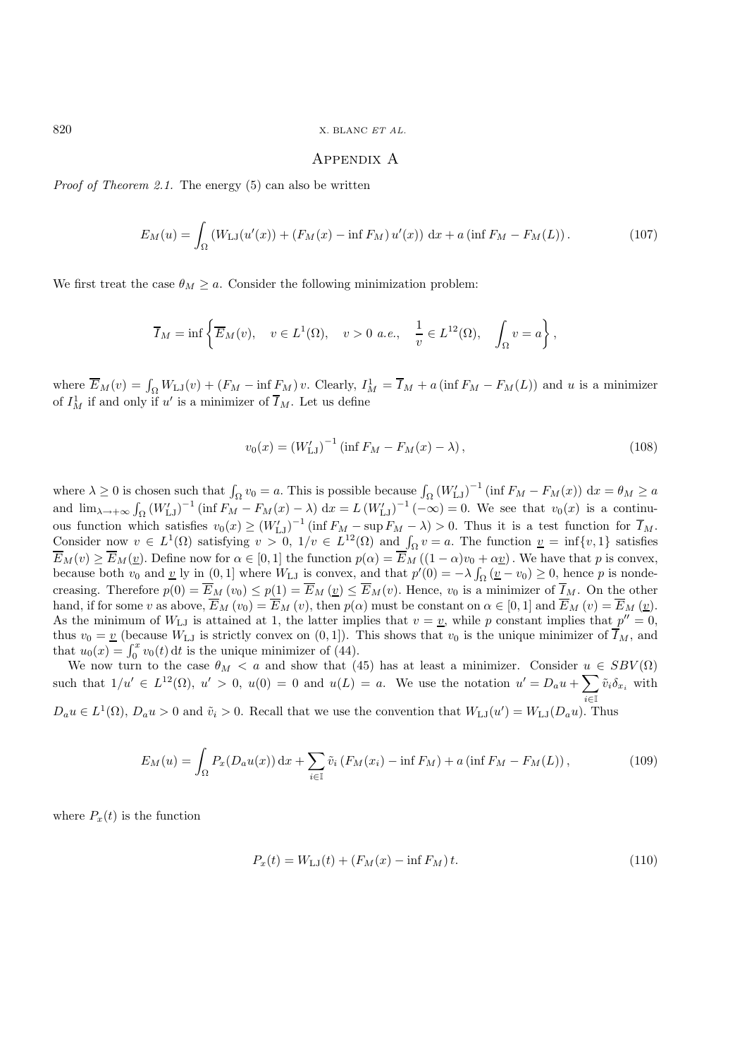# Appendix A

*Proof of Theorem 2.1.* The energy (5) can also be written

$$E_M(u) = \int_\Omega \left( W_{\rm LJ}(u'(x)) + \left(F_M(x) - \inf F_M\right) u'(x) \right) \, \mathrm{d}x + a \left( \inf F_M - F_M(L) \right). \tag{107}$$

We first treat the case $\theta_M \geq a$. Consider the following minimization problem:

$$\overline{I}_M = \inf \left\{ \overline{E}_M(v), \quad v \in L^1(\Omega), \quad v > 0 \ a.e., \quad \frac{1}{v} \in L^{12}(\Omega), \quad \int_\Omega v = a \right\},$$

where $\overline{E}_M(v) = \int_\Omega W_{\rm LJ}(v) + (F_M - \inf F_M) \, v$. Clearly, $I_M^1 = \overline{I}_M + a \left( \inf F_M - F_M(L) \right)$ and $u$ is a minimizer of $I_M^1$ if and only if $u'$ is a minimizer of $\overline{I}_M$. Let us define

$$v_0(x) = \left( W_{\rm LJ}' \right)^{-1} \left( \inf F_M - F_M(x) - \lambda \right), \tag{108}$$

where $\lambda \geq 0$ is chosen such that $\int_\Omega v_0 = a$. This is possible because $\int_\Omega \left( W_{\rm LJ}' \right)^{-1} \left( \inf F_M - F_M(x) \right) \, \mathrm{d}x = \theta_M \geq a$ and $\lim_{\lambda \to +\infty} \int_\Omega \left( W_{\rm LJ}' \right)^{-1} \left( \inf F_M - F_M(x) - \lambda \right) \, \mathrm{d}x = L \left( W_{\rm LJ}' \right)^{-1} (-\infty) = 0$. We see that $v_0(x)$ is a continuous function which satisfies $v_0(x) \geq \left( W_{\rm LJ}' \right)^{-1} \left( \inf F_M - \sup F_M - \lambda \right) > 0$. Thus it is a test function for $\overline{I}_M$. Consider now $v \in L^1(\Omega)$ satisfying $v > 0$, $1/v \in L^{12}(\Omega)$ and $\int_\Omega v = a$. The function $\underline{v} = \inf\{v, 1\}$ satisfies $\overline{E}_M(v) \geq \overline{E}_M(\underline{v})$. Define now for $\alpha \in [0,1]$ the function $p(\alpha) = \overline{E}_M \left( (1-\alpha) v_0 + \alpha \underline{v} \right)$. We have that $p$ is convex, because both $v_0$ and $\underline{v}$ ly in $(0,1]$ where $W_{\rm LJ}$ is convex, and that $p'(0) = -\lambda \int_\Omega \left( \underline{v} - v_0 \right) \geq 0$, hence $p$ is nondecreasing. Therefore $p(0) = \overline{E}_M \left( v_0 \right) \leq p(1) = \overline{E}_M \left( \underline{v} \right) \leq \overline{E}_M(v)$. Hence, $v_0$ is a minimizer of $\overline{I}_M$. On the other hand, if for some $v$ as above, $\overline{E}_M \left( v_0 \right) = \overline{E}_M \left( v \right)$, then $p(\alpha)$ must be constant on $\alpha \in [0,1]$ and $\overline{E}_M \left( v \right) = \overline{E}_M \left( \underline{v} \right)$. As the minimum of $W_{\rm LJ}$ is attained at 1, the latter implies that $v = \underline{v}$, while $p$ constant implies that $p'' = 0$, thus $v_0 = \underline{v}$ (because $W_{\rm LJ}$ is strictly convex on $(0,1]$). This shows that $v_0$ is the unique minimizer of $\overline{I}_M$, and that $u_0(x) = \int_0^x v_0(t) \, \mathrm{d}t$ is the unique minimizer of (44).

We now turn to the case $\theta_M < a$ and show that (45) has at least a minimizer. Consider $u \in SBV(\Omega)$ such that $1/u' \in L^{12}(\Omega)$, $u' > 0$, $u(0) = 0$ and $u(L) = a$. We use the notation $u' = D_a u + \sum_{i \in \mathbb{I}} \tilde{v}_i \delta_{x_i}$ with $D_a u \in L^1(\Omega)$, $D_a u > 0$ and $\tilde{v}_i > 0$. Recall that we use the convention that $W_{\rm LJ}(u') = W_{\rm LJ}(D_a u)$. Thus

$$E_M(u) = \int_\Omega P_x(D_a u(x)) \, \mathrm{d}x + \sum_{i \in \mathbb{I}} \tilde{v}_i \left( F_M(x_i) - \inf F_M \right) + a \left( \inf F_M - F_M(L) \right), \tag{109}$$

where $P_x(t)$ is the function

$$P_x(t) = W_{\rm LJ}(t) + \left( F_M(x) - \inf F_M \right) t. \tag{110}$$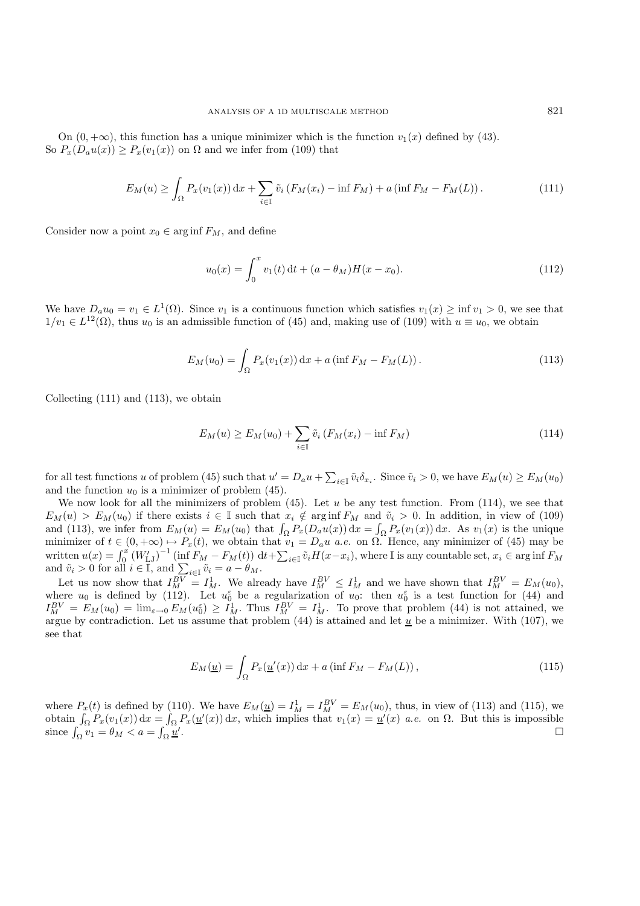On $(0, +\infty)$, this function has a unique minimizer which is the function $v_1(x)$ defined by (43). So $P_x(D_a u(x)) \geq P_x(v_1(x))$ on $\Omega$ and we infer from (109) that

$$E_M(u) \geq \int_\Omega P_x(v_1(x))\,\mathrm{d}x + \sum_{i\in\mathbb{I}} \tilde{v}_i \left(F_M(x_i) - \inf F_M\right) + a \left(\inf F_M - F_M(L)\right). \tag{111}$$

Consider now a point $x_0 \in \arg\inf F_M$, and define

$$u_0(x) = \int_0^x v_1(t)\,\mathrm{d}t + (a - \theta_M) H(x - x_0). \tag{112}$$

We have $D_a u_0 = v_1 \in L^1(\Omega)$. Since $v_1$ is a continuous function which satisfies $v_1(x) \geq \inf v_1 > 0$, we see that $1/v_1 \in L^{12}(\Omega)$, thus $u_0$ is an admissible function of (45) and, making use of (109) with $u \equiv u_0$, we obtain

$$E_M(u_0) = \int_\Omega P_x(v_1(x))\,\mathrm{d}x + a \left(\inf F_M - F_M(L)\right). \tag{113}$$

Collecting (111) and (113), we obtain

$$E_M(u) \geq E_M(u_0) + \sum_{i\in\mathbb{I}} \tilde{v}_i \left(F_M(x_i) - \inf F_M\right) \tag{114}$$

for all test functions $u$ of problem (45) such that $u' = D_a u + \sum_{i\in\mathbb{I}} \tilde{v}_i \delta_{x_i}$. Since $\tilde{v}_i > 0$, we have $E_M(u) \geq E_M(u_0)$ and the function $u_0$ is a minimizer of problem (45).

We now look for all the minimizers of problem (45). Let $u$ be any test function. From (114), we see that $E_M(u) > E_M(u_0)$ if there exists $i \in \mathbb{I}$ such that $x_i \notin \arg\inf F_M$ and $\tilde{v}_i > 0$. In addition, in view of (109) and (113), we infer from $E_M(u) = E_M(u_0)$ that $\int_\Omega P_x(D_a u(x))\,\mathrm{d}x = \int_\Omega P_x(v_1(x))\,\mathrm{d}x$. As $v_1(x)$ is the unique minimizer of $t \in (0, +\infty) \mapsto P_x(t)$, we obtain that $v_1 = D_a u$ *a.e.* on $\Omega$. Hence, any minimizer of (45) may be written $u(x) = \int_0^x \left(W'_{\mathrm{LJ}}\right)^{-1} \left(\inf F_M - F_M(t)\right)\,\mathrm{d}t + \sum_{i\in\mathbb{I}} \tilde{v}_i H(x - x_i)$, where $\mathbb{I}$ is any countable set, $x_i \in \arg\inf F_M$ and $\tilde{v}_i > 0$ for all $i \in \mathbb{I}$, and $\sum_{i\in\mathbb{I}} \tilde{v}_i = a - \theta_M$.

Let us now show that $I_M^{BV} = I_M^1$. We already have $I_M^{BV} \leq I_M^1$ and we have shown that $I_M^{BV} = E_M(u_0)$, where $u_0$ is defined by (112). Let $u_0^\varepsilon$ be a regularization of $u_0$: then $u_0^\varepsilon$ is a test function for (44) and $I_M^{BV} = E_M(u_0) = \lim_{\varepsilon\to 0} E_M(u_0^\varepsilon) \geq I_M^1$. Thus $I_M^{BV} = I_M^1$. To prove that problem (44) is not attained, we argue by contradiction. Let us assume that problem (44) is attained and let $\underline{u}$ be a minimizer. With (107), we see that

$$E_M(\underline{u}) = \int_\Omega P_x(\underline{u}'(x))\,\mathrm{d}x + a \left(\inf F_M - F_M(L)\right), \tag{115}$$

where $P_x(t)$ is defined by (110). We have $E_M(\underline{u}) = I_M^1 = I_M^{BV} = E_M(u_0)$, thus, in view of (113) and (115), we obtain $\int_\Omega P_x(v_1(x))\,\mathrm{d}x = \int_\Omega P_x(\underline{u}'(x))\,\mathrm{d}x$, which implies that $v_1(x) = \underline{u}'(x)$ *a.e.* on $\Omega$. But this is impossible since $\int_\Omega v_1 = \theta_M < a = \int_\Omega \underline{u}'$. $\square$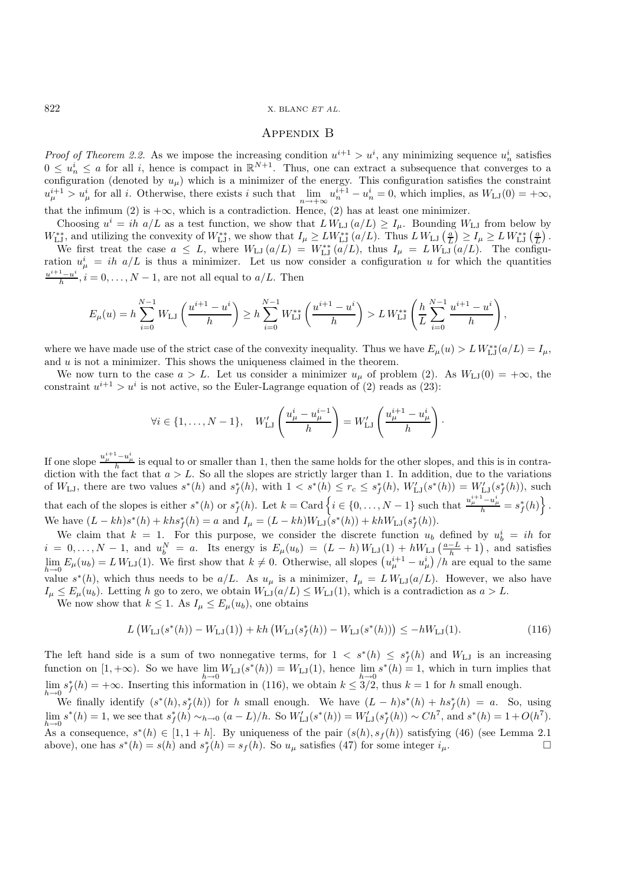# Appendix B

*Proof of Theorem 2.2.* As we impose the increasing condition $u^{i+1} > u^i$, any minimizing sequence $u_n^i$ satisfies $0 \leq u_n^i \leq a$ for all $i$, hence is compact in $\mathbb{R}^{N+1}$. Thus, one can extract a subsequence that converges to a configuration (denoted by $u_\mu$) which is a minimizer of the energy. This configuration satisfies the constraint $u_\mu^{i+1} > u_\mu^i$ for all $i$. Otherwise, there exists $i$ such that $\lim\limits_{n\to+\infty} u_n^{i+1} - u_n^i = 0$, which implies, as $W_{\mathrm{LJ}}(0) = +\infty$, that the infimum (2) is $+\infty$, which is a contradiction. Hence, (2) has at least one minimizer.

Choosing $u^i = ih\ a/L$ as a test function, we show that $L\,W_{\mathrm{LJ}}\,(a/L) \geq I_\mu$. Bounding $W_{\mathrm{LJ}}$ from below by $W_{\mathrm{LJ}}^{**}$, and utilizing the convexity of $W_{\mathrm{LJ}}^{**}$, we show that $I_\mu \geq L W_{\mathrm{LJ}}^{**}\,(a/L)$. Thus $L\,W_{\mathrm{LJ}}\left(\frac{a}{L}\right) \geq I_\mu \geq L\,W_{\mathrm{LJ}}^{**}\left(\frac{a}{L}\right)$.

We first treat the case $a \leq L$, where $W_{\mathrm{LJ}}\,(a/L) = W_{\mathrm{LJ}}^{**}\,(a/L)$, thus $I_\mu = L\,W_{\mathrm{LJ}}\,(a/L)$. The configuration $u_\mu^i = ih\ a/L$ is thus a minimizer. Let us now consider a configuration $u$ for which the quantities $\frac{u^{i+1}-u^i}{h}, i = 0, \ldots, N-1$, are not all equal to $a/L$. Then

$$E_\mu(u) = h\sum_{i=0}^{N-1} W_{\mathrm{LJ}}\left(\frac{u^{i+1}-u^i}{h}\right) \geq h\sum_{i=0}^{N-1} W_{\mathrm{LJ}}^{**}\left(\frac{u^{i+1}-u^i}{h}\right) > L\,W_{\mathrm{LJ}}^{**}\left(\frac{h}{L}\sum_{i=0}^{N-1}\frac{u^{i+1}-u^i}{h}\right),$$

where we have made use of the strict case of the convexity inequality. Thus we have $E_\mu(u) > L\,W_{\mathrm{LJ}}^{**}(a/L) = I_\mu$, and $u$ is not a minimizer. This shows the uniqueness claimed in the theorem.

We now turn to the case $a > L$. Let us consider a minimizer $u_\mu$ of problem (2). As $W_{\mathrm{LJ}}(0) = +\infty$, the constraint $u^{i+1} > u^i$ is not active, so the Euler-Lagrange equation of (2) reads as (23):

$$\forall i \in \{1, \ldots, N-1\}, \quad W_{\mathrm{LJ}}'\left(\frac{u_\mu^i - u_\mu^{i-1}}{h}\right) = W_{\mathrm{LJ}}'\left(\frac{u_\mu^{i+1} - u_\mu^i}{h}\right).$$

If one slope $\frac{u_\mu^{i+1}-u_\mu^i}{h}$ is equal to or smaller than 1, then the same holds for the other slopes, and this is in contradiction with the fact that $a > L$. So all the slopes are strictly larger than 1. In addition, due to the variations of $W_{\mathrm{LJ}}$, there are two values $s^*(h)$ and $s_f^*(h)$, with $1 < s^*(h) \leq r_c \leq s_f^*(h)$, $W_{\mathrm{LJ}}'(s^*(h)) = W_{\mathrm{LJ}}'(s_f^*(h))$, such that each of the slopes is either $s^*(h)$ or $s_f^*(h)$. Let $k = \mathrm{Card}\left\{i \in \{0, \ldots, N-1\} \text{ such that } \frac{u_\mu^{i+1}-u_\mu^i}{h} = s_f^*(h)\right\}$. We have $(L - kh)s^*(h) + khs_f^*(h) = a$ and $I_\mu = (L-kh)W_{\mathrm{LJ}}(s^*(h)) + khW_{\mathrm{LJ}}(s_f^*(h))$.

We claim that $k = 1$. For this purpose, we consider the discrete function $u_b$ defined by $u_b^i = ih$ for $i = 0, \ldots, N-1$, and $u_b^N = a$. Its energy is $E_\mu(u_b) = (L-h)\,W_{\mathrm{LJ}}(1) + hW_{\mathrm{LJ}}\left(\frac{a-L}{h}+1\right)$, and satisfies $\lim\limits_{h\to 0} E_\mu(u_b) = L\,W_{\mathrm{LJ}}(1)$. We first show that $k \neq 0$. Otherwise, all slopes $\left(u_\mu^{i+1} - u_\mu^i\right)/h$ are equal to the same value $s^*(h)$, which thus needs to be $a/L$. As $u_\mu$ is a minimizer, $I_\mu = L\,W_{\mathrm{LJ}}(a/L)$. However, we also have $I_\mu \leq E_\mu(u_b)$. Letting $h$ go to zero, we obtain $W_{\mathrm{LJ}}(a/L) \leq W_{\mathrm{LJ}}(1)$, which is a contradiction as $a > L$.

We now show that $k \leq 1$. As $I_\mu \leq E_\mu(u_b)$, one obtains

$$L\left(W_{\mathrm{LJ}}(s^*(h)) - W_{\mathrm{LJ}}(1)\right) + kh\left(W_{\mathrm{LJ}}(s_f^*(h)) - W_{\mathrm{LJ}}(s^*(h))\right) \leq -hW_{\mathrm{LJ}}(1). \tag{116}$$

The left hand side is a sum of two nonnegative terms, for $1 < s^*(h) \leq s_f^*(h)$ and $W_{\mathrm{LJ}}$ is an increasing function on $[1, +\infty)$. So we have $\lim\limits_{h\to 0} W_{\mathrm{LJ}}(s^*(h)) = W_{\mathrm{LJ}}(1)$, hence $\lim\limits_{h\to 0} s^*(h) = 1$, which in turn implies that $\lim\limits_{h\to 0} s_f^*(h) = +\infty$. Inserting this information in (116), we obtain $k \leq 3/2$, thus $k = 1$ for $h$ small enough.

We finally identify $(s^*(h), s_f^*(h))$ for $h$ small enough. We have $(L-h)s^*(h) + hs_f^*(h) = a$. So, using $\lim\limits_{h\to 0} s^*(h) = 1$, we see that $s_f^*(h) \sim_{h\to 0} (a-L)/h$. So $W_{\mathrm{LJ}}'(s^*(h)) = W_{\mathrm{LJ}}'(s_f^*(h)) \sim Ch^7$, and $s^*(h) = 1 + O(h^7)$. As a consequence, $s^*(h) \in [1, 1+h]$. By uniqueness of the pair $(s(h), s_f(h))$ satisfying (46) (see Lemma 2.1 above), one has $s^*(h) = s(h)$ and $s_f^*(h) = s_f(h)$. So $u_\mu$ satisfies (47) for some integer $i_\mu$. $\square$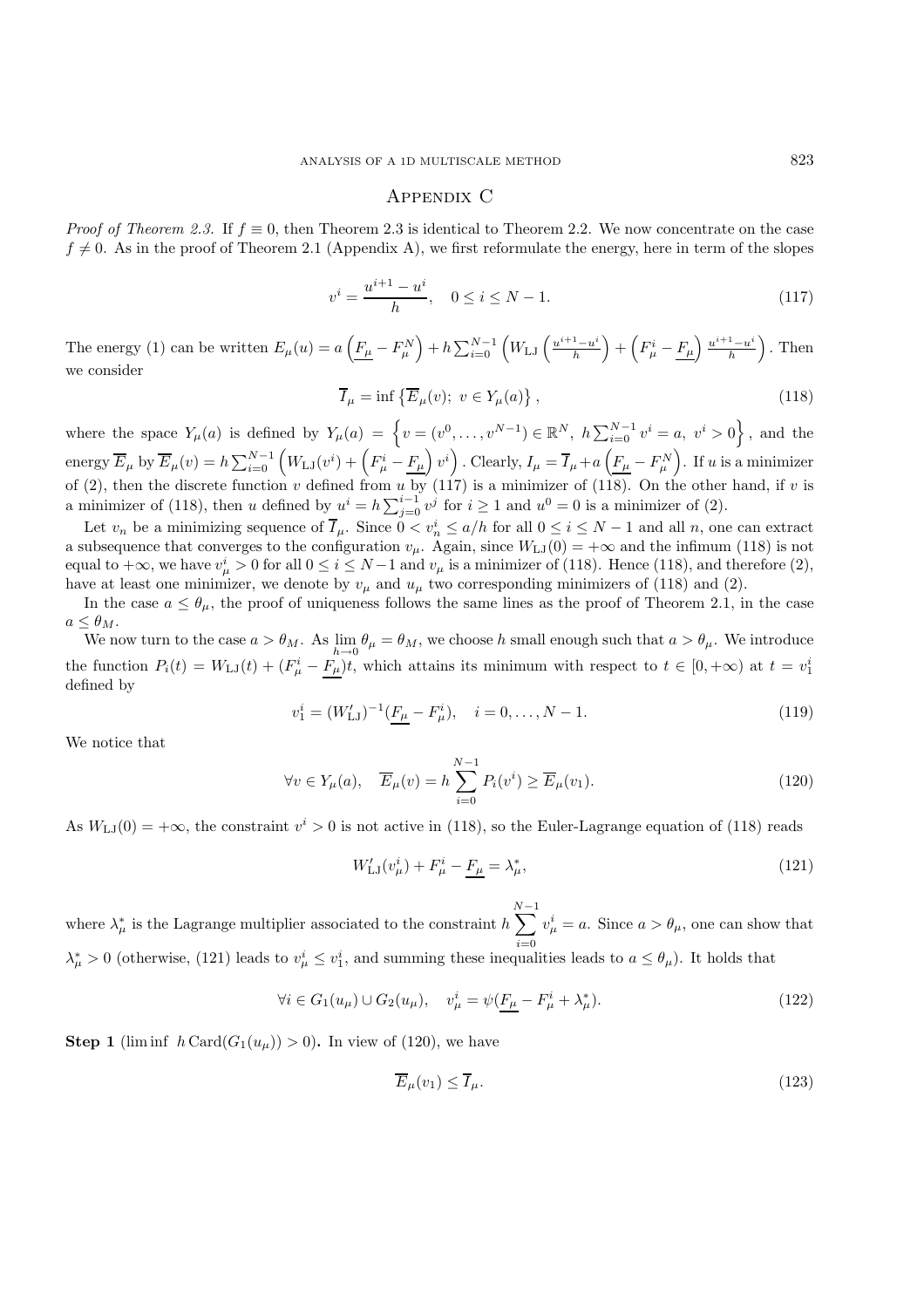# Appendix C

*Proof of Theorem 2.3.* If $f \equiv 0$, then Theorem 2.3 is identical to Theorem 2.2. We now concentrate on the case $f \neq 0$. As in the proof of Theorem 2.1 (Appendix A), we first reformulate the energy, here in term of the slopes

$$v^i = \frac{u^{i+1} - u^i}{h}, \quad 0 \leq i \leq N-1. \tag{117}$$

The energy (1) can be written $E_\mu(u) = a\left(\underline{F_\mu} - F_\mu^N\right) + h\sum_{i=0}^{N-1}\left(W_{\rm LJ}\left(\frac{u^{i+1}-u^i}{h}\right) + \left(F_\mu^i - \underline{F_\mu}\right)\frac{u^{i+1}-u^i}{h}\right)$. Then we consider

$$\overline{I}_\mu = \inf\left\{\overline{E}_\mu(v);\ v \in Y_\mu(a)\right\}, \tag{118}$$

where the space $Y_\mu(a)$ is defined by $Y_\mu(a) = \left\{v = (v^0, \ldots, v^{N-1}) \in \mathbb{R}^N,\ h\sum_{i=0}^{N-1} v^i = a,\ v^i > 0\right\}$, and the energy $\overline{E}_\mu$ by $\overline{E}_\mu(v) = h\sum_{i=0}^{N-1}\left(W_{\rm LJ}(v^i) + \left(F_\mu^i - \underline{F_\mu}\right)v^i\right)$. Clearly, $I_\mu = \overline{I}_\mu + a\left(\underline{F_\mu} - F_\mu^N\right)$. If $u$ is a minimizer of (2), then the discrete function $v$ defined from $u$ by (117) is a minimizer of (118). On the other hand, if $v$ is a minimizer of (118), then $u$ defined by $u^i = h\sum_{j=0}^{i-1} v^j$ for $i \geq 1$ and $u^0 = 0$ is a minimizer of (2).

Let $v_n$ be a minimizing sequence of $\overline{I}_\mu$. Since $0 < v_n^i \leq a/h$ for all $0 \leq i \leq N-1$ and all $n$, one can extract a subsequence that converges to the configuration $v_\mu$. Again, since $W_{\rm LJ}(0) = +\infty$ and the infimum (118) is not equal to $+\infty$, we have $v_\mu^i > 0$ for all $0 \leq i \leq N-1$ and $v_\mu$ is a minimizer of (118). Hence (118), and therefore (2), have at least one minimizer, we denote by $v_\mu$ and $u_\mu$ two corresponding minimizers of (118) and (2).

In the case $a \leq \theta_\mu$, the proof of uniqueness follows the same lines as the proof of Theorem 2.1, in the case $a \leq \theta_M$.

We now turn to the case $a > \theta_M$. As $\lim\limits_{h\to 0} \theta_\mu = \theta_M$, we choose $h$ small enough such that $a > \theta_\mu$. We introduce the function $P_i(t) = W_{\rm LJ}(t) + (F_\mu^i - \underline{F_\mu})t$, which attains its minimum with respect to $t \in [0, +\infty)$ at $t = v_1^i$ defined by

$$v_1^i = (W_{\rm LJ}')^{-1}(\underline{F_\mu} - F_\mu^i), \quad i = 0, \ldots, N-1. \tag{119}$$

We notice that

$$\forall v \in Y_\mu(a), \quad \overline{E}_\mu(v) = h\sum_{i=0}^{N-1} P_i(v^i) \geq \overline{E}_\mu(v_1). \tag{120}$$

As $W_{\rm LJ}(0) = +\infty$, the constraint $v^i > 0$ is not active in (118), so the Euler-Lagrange equation of (118) reads

$$W_{\rm LJ}'(v_\mu^i) + F_\mu^i - \underline{F_\mu} = \lambda_\mu^*, \tag{121}$$

where $\lambda_\mu^*$ is the Lagrange multiplier associated to the constraint $h\sum\limits_{i=0}^{N-1} v_\mu^i = a$. Since $a > \theta_\mu$, one can show that $\lambda_\mu^* > 0$ (otherwise, (121) leads to $v_\mu^i \leq v_1^i$, and summing these inequalities leads to $a \leq \theta_\mu$). It holds that

$$\forall i \in G_1(u_\mu) \cup G_2(u_\mu), \quad v_\mu^i = \psi(\underline{F_\mu} - F_\mu^i + \lambda_\mu^*). \tag{122}$$

**Step 1** ($\liminf\ h\,{\rm Card}(G_1(u_\mu)) > 0$)**.** In view of (120), we have

$$\overline{E}_\mu(v_1) \leq \overline{I}_\mu. \tag{123}$$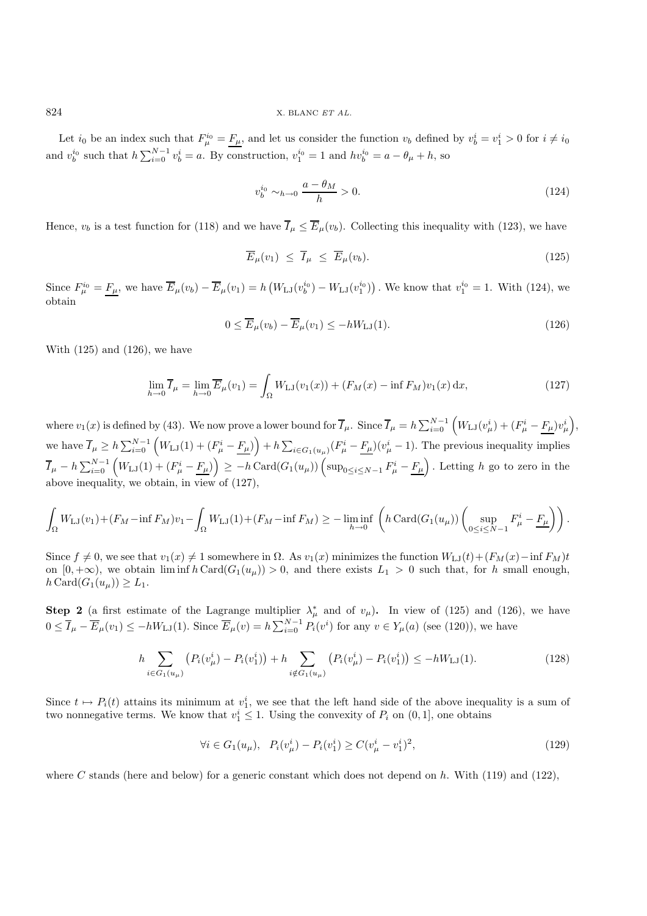Let $i_0$ be an index such that $F_\mu^{i_0} = \underline{F_\mu}$, and let us consider the function $v_b$ defined by $v_b^i = v_1^i > 0$ for $i \neq i_0$ and $v_b^{i_0}$ such that $h\sum_{i=0}^{N-1} v_b^i = a$. By construction, $v_1^{i_0} = 1$ and $hv_b^{i_0} = a - \theta_\mu + h$, so

$$v_b^{i_0} \sim_{h\to 0} \frac{a-\theta_M}{h} > 0. \tag{124}$$

Hence, $v_b$ is a test function for (118) and we have $\overline{I}_\mu \leq \overline{E}_\mu(v_b)$. Collecting this inequality with (123), we have

$$\overline{E}_\mu(v_1) \;\leq\; \overline{I}_\mu \;\leq\; \overline{E}_\mu(v_b). \tag{125}$$

Since $F_\mu^{i_0} = \underline{F_\mu}$, we have $\overline{E}_\mu(v_b) - \overline{E}_\mu(v_1) = h\left(W_{\rm LJ}(v_b^{i_0}) - W_{\rm LJ}(v_1^{i_0})\right)$. We know that $v_1^{i_0} = 1$. With (124), we obtain

$$0 \leq \overline{E}_\mu(v_b) - \overline{E}_\mu(v_1) \leq -hW_{\rm LJ}(1). \tag{126}$$

With (125) and (126), we have

$$\lim_{h\to 0} \overline{I}_\mu = \lim_{h\to 0} \overline{E}_\mu(v_1) = \int_\Omega W_{\rm LJ}(v_1(x)) + (F_M(x) - \inf F_M)v_1(x)\,{\rm d}x, \tag{127}$$

where $v_1(x)$ is defined by (43). We now prove a lower bound for $\overline{I}_\mu$. Since $\overline{I}_\mu = h\sum_{i=0}^{N-1}\left(W_{\rm LJ}(v_\mu^i) + (F_\mu^i - \underline{F_\mu})v_\mu^i\right)$, we have $\overline{I}_\mu \geq h\sum_{i=0}^{N-1}\left(W_{\rm LJ}(1) + (F_\mu^i - \underline{F_\mu})\right) + h\sum_{i\in G_1(u_\mu)}(F_\mu^i - \underline{F_\mu})(v_\mu^i - 1)$. The previous inequality implies $\overline{I}_\mu - h\sum_{i=0}^{N-1}\left(W_{\rm LJ}(1) + (F_\mu^i - \underline{F_\mu})\right) \geq -h\,{\rm Card}(G_1(u_\mu))\left(\sup_{0\leq i\leq N-1} F_\mu^i - \underline{F_\mu}\right)$. Letting $h$ go to zero in the above inequality, we obtain, in view of (127),

$$\int_\Omega W_{\rm LJ}(v_1) + (F_M - \inf F_M)v_1 - \int_\Omega W_{\rm LJ}(1) + (F_M - \inf F_M) \geq -\liminf_{h\to 0}\left(h\,{\rm Card}(G_1(u_\mu))\left(\sup_{0\leq i\leq N-1} F_\mu^i - \underline{F_\mu}\right)\right).$$

Since $f \neq 0$, we see that $v_1(x) \neq 1$ somewhere in $\Omega$. As $v_1(x)$ minimizes the function $W_{\rm LJ}(t) + (F_M(x) - \inf F_M)t$ on $[0, +\infty)$, we obtain $\liminf h\,{\rm Card}(G_1(u_\mu)) > 0$, and there exists $L_1 > 0$ such that, for $h$ small enough, $h\,{\rm Card}(G_1(u_\mu)) \geq L_1$.

**Step 2** (a first estimate of the Lagrange multiplier $\lambda_\mu^*$ and of $v_\mu$)**.** In view of (125) and (126), we have $0 \leq \overline{I}_\mu - \overline{E}_\mu(v_1) \leq -hW_{\rm LJ}(1)$. Since $\overline{E}_\mu(v) = h\sum_{i=0}^{N-1} P_i(v^i)$ for any $v \in Y_\mu(a)$ (see (120)), we have

$$h\sum_{i\in G_1(u_\mu)}\left(P_i(v_\mu^i) - P_i(v_1^i)\right) + h\sum_{i\notin G_1(u_\mu)}\left(P_i(v_\mu^i) - P_i(v_1^i)\right) \leq -hW_{\rm LJ}(1). \tag{128}$$

Since $t \mapsto P_i(t)$ attains its minimum at $v_1^i$, we see that the left hand side of the above inequality is a sum of two nonnegative terms. We know that $v_1^i \leq 1$. Using the convexity of $P_i$ on $(0, 1]$, one obtains

$$\forall i \in G_1(u_\mu), \quad P_i(v_\mu^i) - P_i(v_1^i) \geq C(v_\mu^i - v_1^i)^2, \tag{129}$$

where $C$ stands (here and below) for a generic constant which does not depend on $h$. With (119) and (122),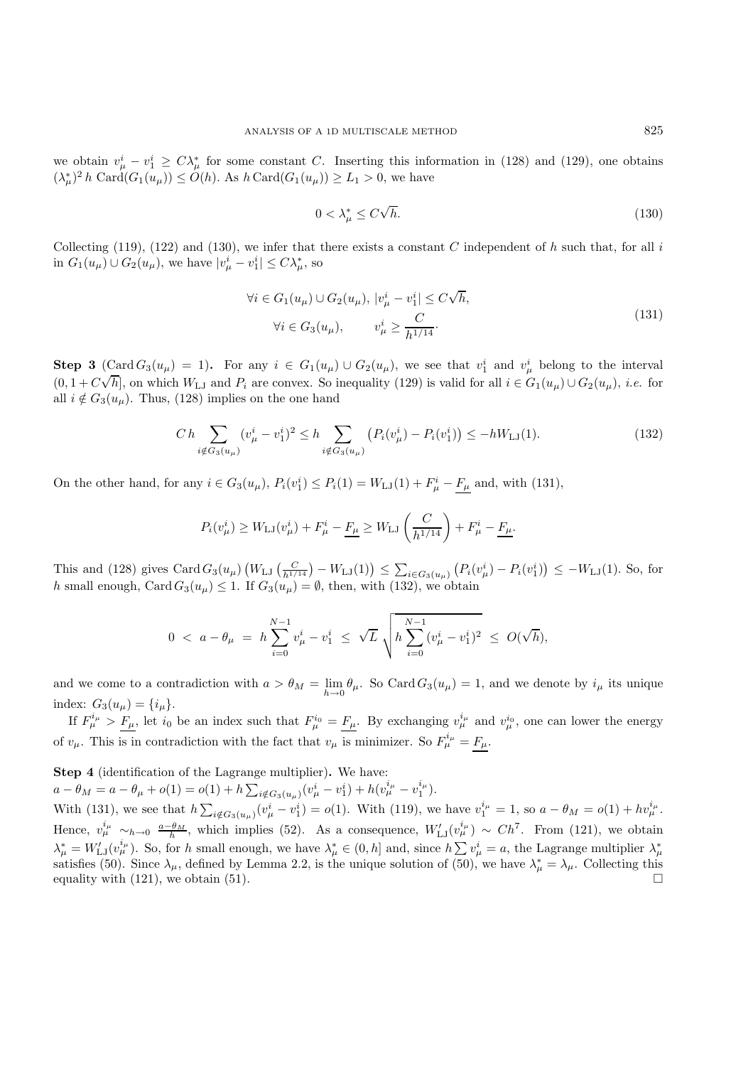we obtain $v_\mu^i - v_1^i \geq C\lambda_\mu^*$ for some constant $C$. Inserting this information in (128) and (129), one obtains $(\lambda_\mu^*)^2\, h\ \mathrm{Card}(G_1(u_\mu)) \leq O(h)$. As $h\,\mathrm{Card}(G_1(u_\mu)) \geq L_1 > 0$, we have

$$0 < \lambda_\mu^* \leq C\sqrt{h}. \tag{130}$$

Collecting (119), (122) and (130), we infer that there exists a constant $C$ independent of $h$ such that, for all $i$ in $G_1(u_\mu) \cup G_2(u_\mu)$, we have $|v_\mu^i - v_1^i| \leq C\lambda_\mu^*$, so

$$\begin{aligned} \forall i \in G_1(u_\mu) \cup G_2(u_\mu),\ |v_\mu^i - v_1^i| \leq C\sqrt{h}, \\ \forall i \in G_3(u_\mu), \qquad v_\mu^i \geq \frac{C}{h^{1/14}}. \end{aligned} \tag{131}$$

**Step 3** ($\mathrm{Card}\, G_3(u_\mu) = 1$)**.** For any $i \in G_1(u_\mu) \cup G_2(u_\mu)$, we see that $v_1^i$ and $v_\mu^i$ belong to the interval $(0, 1 + C\sqrt{h}]$, on which $W_{\mathrm{LJ}}$ and $P_i$ are convex. So inequality (129) is valid for all $i \in G_1(u_\mu) \cup G_2(u_\mu)$, *i.e.* for all $i \notin G_3(u_\mu)$. Thus, (128) implies on the one hand

$$C\, h \sum_{i \notin G_3(u_\mu)} (v_\mu^i - v_1^i)^2 \leq h \sum_{i \notin G_3(u_\mu)} \left(P_i(v_\mu^i) - P_i(v_1^i)\right) \leq -hW_{\mathrm{LJ}}(1). \tag{132}$$

On the other hand, for any $i \in G_3(u_\mu)$, $P_i(v_1^i) \leq P_i(1) = W_{\mathrm{LJ}}(1) + F_\mu^i - \underline{F_\mu}$ and, with (131),

$$P_i(v_\mu^i) \geq W_{\mathrm{LJ}}(v_\mu^i) + F_\mu^i - \underline{F_\mu} \geq W_{\mathrm{LJ}}\left(\frac{C}{h^{1/14}}\right) + F_\mu^i - \underline{F_\mu}.$$

This and (128) gives $\mathrm{Card}\, G_3(u_\mu)\left(W_{\mathrm{LJ}}\left(\frac{C}{h^{1/14}}\right) - W_{\mathrm{LJ}}(1)\right) \leq \sum_{i \in G_3(u_\mu)} \left(P_i(v_\mu^i) - P_i(v_1^i)\right) \leq -W_{\mathrm{LJ}}(1)$. So, for $h$ small enough, $\mathrm{Card}\, G_3(u_\mu) \leq 1$. If $G_3(u_\mu) = \emptyset$, then, with (132), we obtain

$$0 \ < \ a - \theta_\mu \ = \ h \sum_{i=0}^{N-1} v_\mu^i - v_1^i \ \leq \ \sqrt{L}\ \sqrt{h \sum_{i=0}^{N-1} (v_\mu^i - v_1^i)^2} \ \leq \ O(\sqrt{h}),$$

and we come to a contradiction with $a > \theta_M = \lim\limits_{h \to 0} \theta_\mu$. So $\mathrm{Card}\, G_3(u_\mu) = 1$, and we denote by $i_\mu$ its unique index: $G_3(u_\mu) = \{i_\mu\}$.

If $F_\mu^{i_\mu} > \underline{F_\mu}$, let $i_0$ be an index such that $F_\mu^{i_0} = \underline{F_\mu}$. By exchanging $v_\mu^{i_\mu}$ and $v_\mu^{i_0}$, one can lower the energy of $v_\mu$. This is in contradiction with the fact that $v_\mu$ is minimizer. So $F_\mu^{i_\mu} = \underline{F_\mu}$.

**Step 4** (identification of the Lagrange multiplier)**.** We have:
$a - \theta_M = a - \theta_\mu + o(1) = o(1) + h\sum_{i \notin G_3(u_\mu)} (v_\mu^i - v_1^i) + h(v_\mu^{i_\mu} - v_1^{i_\mu})$.
With (131), we see that $h\sum_{i \notin G_3(u_\mu)} (v_\mu^i - v_1^i) = o(1)$. With (119), we have $v_1^{i_\mu} = 1$, so $a - \theta_M = o(1) + hv_\mu^{i_\mu}$. Hence, $v_\mu^{i_\mu} \sim_{h \to 0} \frac{a - \theta_M}{h}$, which implies (52). As a consequence, $W_{\mathrm{LJ}}'(v_\mu^{i_\mu}) \sim Ch^7$. From (121), we obtain $\lambda_\mu^* = W_{\mathrm{LJ}}'(v_\mu^{i_\mu})$. So, for $h$ small enough, we have $\lambda_\mu^* \in (0, h]$ and, since $h \sum v_\mu^i = a$, the Lagrange multiplier $\lambda_\mu^*$ satisfies (50). Since $\lambda_\mu$, defined by Lemma 2.2, is the unique solution of (50), we have $\lambda_\mu^* = \lambda_\mu$. Collecting this equality with (121), we obtain (51). $\square$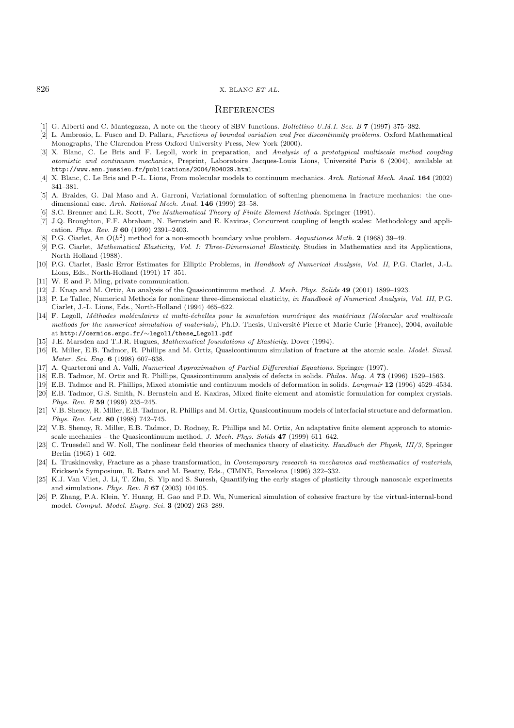## References

[1] G. Alberti and C. Mantegazza, A note on the theory of SBV functions. *Bollettino U.M.I. Sez. B* **7** (1997) 375–382.

[2] L. Ambrosio, L. Fusco and D. Pallara, *Functions of bounded variation and free discontinuity problems*. Oxford Mathematical Monographs, The Clarendon Press Oxford University Press, New York (2000).

[3] X. Blanc, C. Le Bris and F. Legoll, work in preparation, and *Analysis of a prototypical multiscale method coupling atomistic and continuum mechanics*, Preprint, Laboratoire Jacques-Louis Lions, Université Paris 6 (2004), available at `http://www.ann.jussieu.fr/publications/2004/R04029.html`

[4] X. Blanc, C. Le Bris and P.-L. Lions, From molecular models to continuum mechanics. *Arch. Rational Mech. Anal.* **164** (2002) 341–381.

[5] A. Braides, G. Dal Maso and A. Garroni, Variational formulation of softening phenomena in fracture mechanics: the one-dimensional case. *Arch. Rational Mech. Anal.* **146** (1999) 23–58.

[6] S.C. Brenner and L.R. Scott, *The Mathematical Theory of Finite Element Methods*. Springer (1991).

[7] J.Q. Broughton, F.F. Abraham, N. Bernstein and E. Kaxiras, Concurrent coupling of length scales: Methodology and application. *Phys. Rev. B* **60** (1999) 2391–2403.

[8] P.G. Ciarlet, An $O(h^2)$ method for a non-smooth boundary value problem. *Aequationes Math.* **2** (1968) 39–49.

[9] P.G. Ciarlet, *Mathematical Elasticity, Vol. I: Three-Dimensional Elasticity*. Studies in Mathematics and its Applications, North Holland (1988).

[10] P.G. Ciarlet, Basic Error Estimates for Elliptic Problems, in *Handbook of Numerical Analysis, Vol. II*, P.G. Ciarlet, J.-L. Lions, Eds., North-Holland (1991) 17–351.

[11] W. E and P. Ming, private communication.

[12] J. Knap and M. Ortiz, An analysis of the Quasicontinuum method. *J. Mech. Phys. Solids* **49** (2001) 1899–1923.

[13] P. Le Tallec, Numerical Methods for nonlinear three-dimensional elasticity, *in Handbook of Numerical Analysis, Vol. III*, P.G. Ciarlet, J.-L. Lions, Eds., North-Holland (1994) 465–622.

[14] F. Legoll, *Méthodes moléculaires et multi-échelles pour la simulation numérique des matériaux (Molecular and multiscale methods for the numerical simulation of materials)*, Ph.D. Thesis, Université Pierre et Marie Curie (France), 2004, available at `http://cermics.enpc.fr/~legoll/these_Legoll.pdf`

[15] J.E. Marsden and T.J.R. Hugues, *Mathematical foundations of Elasticity*. Dover (1994).

[16] R. Miller, E.B. Tadmor, R. Phillips and M. Ortiz, Quasicontinuum simulation of fracture at the atomic scale. *Model. Simul. Mater. Sci. Eng.* **6** (1998) 607–638.

[17] A. Quarteroni and A. Valli, *Numerical Approximation of Partial Differential Equations*. Springer (1997).

[18] E.B. Tadmor, M. Ortiz and R. Phillips, Quasicontinuum analysis of defects in solids. *Philos. Mag. A* **73** (1996) 1529–1563.

[19] E.B. Tadmor and R. Phillips, Mixed atomistic and continuum models of deformation in solids. *Langmuir* **12** (1996) 4529–4534.

[20] E.B. Tadmor, G.S. Smith, N. Bernstein and E. Kaxiras, Mixed finite element and atomistic formulation for complex crystals. *Phys. Rev. B* **59** (1999) 235–245.

[21] V.B. Shenoy, R. Miller, E.B. Tadmor, R. Phillips and M. Ortiz, Quasicontinuum models of interfacial structure and deformation. *Phys. Rev. Lett.* **80** (1998) 742–745.

[22] V.B. Shenoy, R. Miller, E.B. Tadmor, D. Rodney, R. Phillips and M. Ortiz, An adaptative finite element approach to atomic-scale mechanics – the Quasicontinuum method, *J. Mech. Phys. Solids* **47** (1999) 611–642.

[23] C. Truesdell and W. Noll, The nonlinear field theories of mechanics theory of elasticity. *Handbuch der Physik, III/3*, Springer Berlin (1965) 1–602.

[24] L. Truskinovsky, Fracture as a phase transformation, in *Contemporary research in mechanics and mathematics of materials*, Ericksen's Symposium, R. Batra and M. Beatty, Eds., CIMNE, Barcelona (1996) 322–332.

[25] K.J. Van Vliet, J. Li, T. Zhu, S. Yip and S. Suresh, Quantifying the early stages of plasticity through nanoscale experiments and simulations. *Phys. Rev. B* **67** (2003) 104105.

[26] P. Zhang, P.A. Klein, Y. Huang, H. Gao and P.D. Wu, Numerical simulation of cohesive fracture by the virtual-internal-bond model. *Comput. Model. Engrg. Sci.* **3** (2002) 263–289.